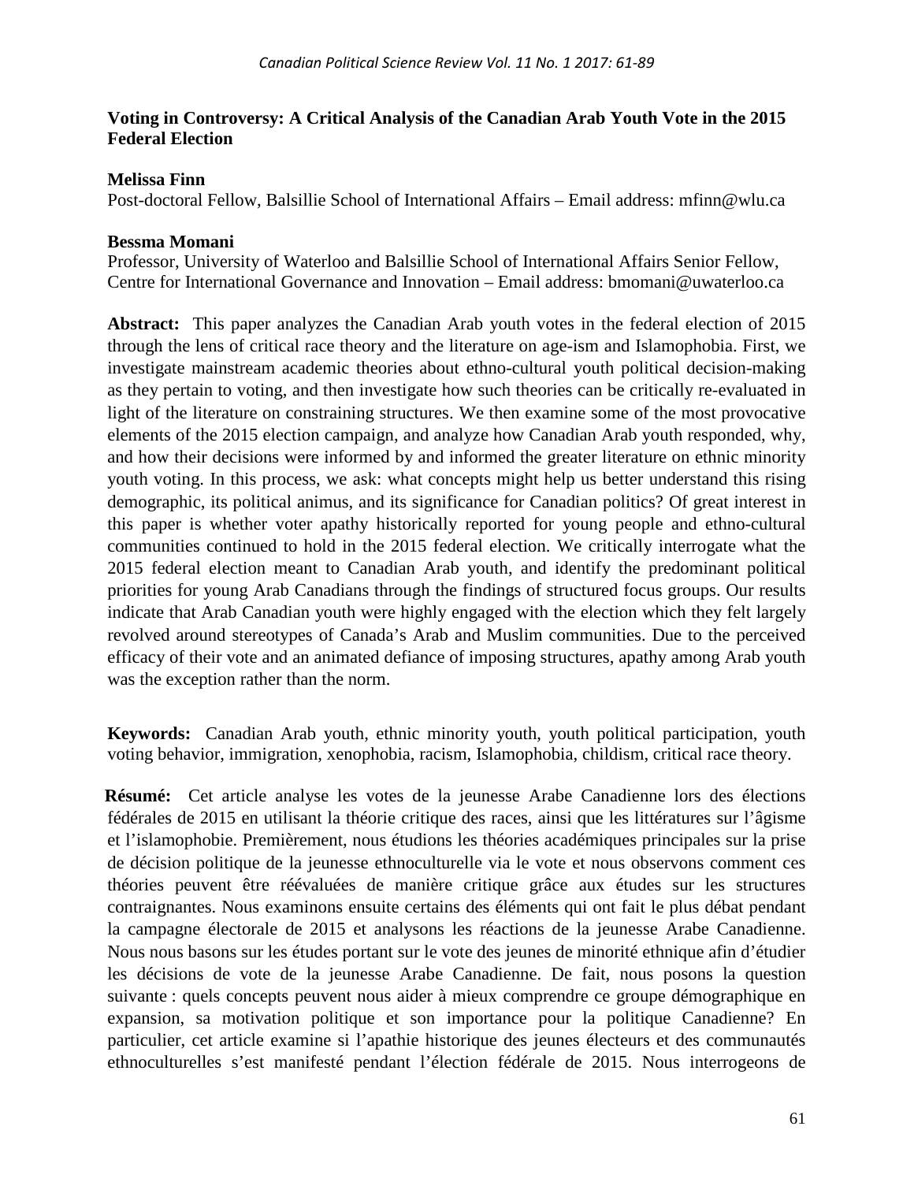**Voting in Controversy: A Critical Analysis of the Canadian Arab Youth Vote in the 2015 Federal Election**

**Melissa Finn**
Post-doctoral Fellow, Balsillie School of International Affairs – Email address: mfinn@wlu.ca

**Bessma Momani**
Professor, University of Waterloo and Balsillie School of International Affairs Senior Fellow, Centre for International Governance and Innovation – Email address: bmomani@uwaterloo.ca

**Abstract:** This paper analyzes the Canadian Arab youth votes in the federal election of 2015 through the lens of critical race theory and the literature on age-ism and Islamophobia. First, we investigate mainstream academic theories about ethno-cultural youth political decision-making as they pertain to voting, and then investigate how such theories can be critically re-evaluated in light of the literature on constraining structures. We then examine some of the most provocative elements of the 2015 election campaign, and analyze how Canadian Arab youth responded, why, and how their decisions were informed by and informed the greater literature on ethnic minority youth voting. In this process, we ask: what concepts might help us better understand this rising demographic, its political animus, and its significance for Canadian politics? Of great interest in this paper is whether voter apathy historically reported for young people and ethno-cultural communities continued to hold in the 2015 federal election. We critically interrogate what the 2015 federal election meant to Canadian Arab youth, and identify the predominant political priorities for young Arab Canadians through the findings of structured focus groups. Our results indicate that Arab Canadian youth were highly engaged with the election which they felt largely revolved around stereotypes of Canada's Arab and Muslim communities. Due to the perceived efficacy of their vote and an animated defiance of imposing structures, apathy among Arab youth was the exception rather than the norm.

**Keywords:** Canadian Arab youth, ethnic minority youth, youth political participation, youth voting behavior, immigration, xenophobia, racism, Islamophobia, childism, critical race theory.

**Résumé:** Cet article analyse les votes de la jeunesse Arabe Canadienne lors des élections fédérales de 2015 en utilisant la théorie critique des races, ainsi que les littératures sur l'âgisme et l'islamophobie. Premièrement, nous étudions les théories académiques principales sur la prise de décision politique de la jeunesse ethnoculturelle via le vote et nous observons comment ces théories peuvent être réévaluées de manière critique grâce aux études sur les structures contraignantes. Nous examinons ensuite certains des éléments qui ont fait le plus débat pendant la campagne électorale de 2015 et analysons les réactions de la jeunesse Arabe Canadienne. Nous nous basons sur les études portant sur le vote des jeunes de minorité ethnique afin d'étudier les décisions de vote de la jeunesse Arabe Canadienne. De fait, nous posons la question suivante : quels concepts peuvent nous aider à mieux comprendre ce groupe démographique en expansion, sa motivation politique et son importance pour la politique Canadienne? En particulier, cet article examine si l'apathie historique des jeunes électeurs et des communautés ethnoculturelles s'est manifesté pendant l'élection fédérale de 2015. Nous interrogeons de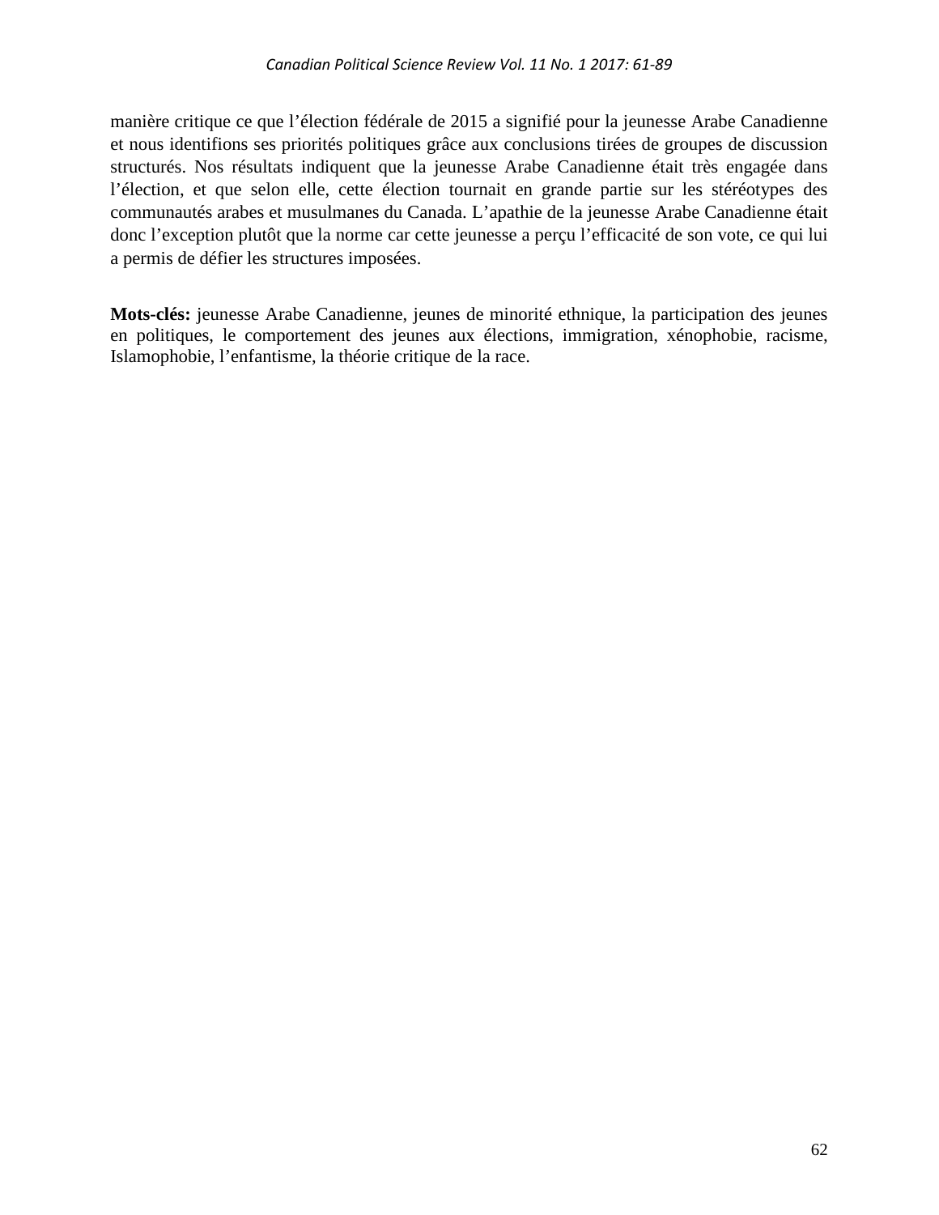manière critique ce que l'élection fédérale de 2015 a signifié pour la jeunesse Arabe Canadienne et nous identifions ses priorités politiques grâce aux conclusions tirées de groupes de discussion structurés. Nos résultats indiquent que la jeunesse Arabe Canadienne était très engagée dans l'élection, et que selon elle, cette élection tournait en grande partie sur les stéréotypes des communautés arabes et musulmanes du Canada. L'apathie de la jeunesse Arabe Canadienne était donc l'exception plutôt que la norme car cette jeunesse a perçu l'efficacité de son vote, ce qui lui a permis de défier les structures imposées.

**Mots-clés:** jeunesse Arabe Canadienne, jeunes de minorité ethnique, la participation des jeunes en politiques, le comportement des jeunes aux élections, immigration, xénophobie, racisme, Islamophobie, l'enfantisme, la théorie critique de la race.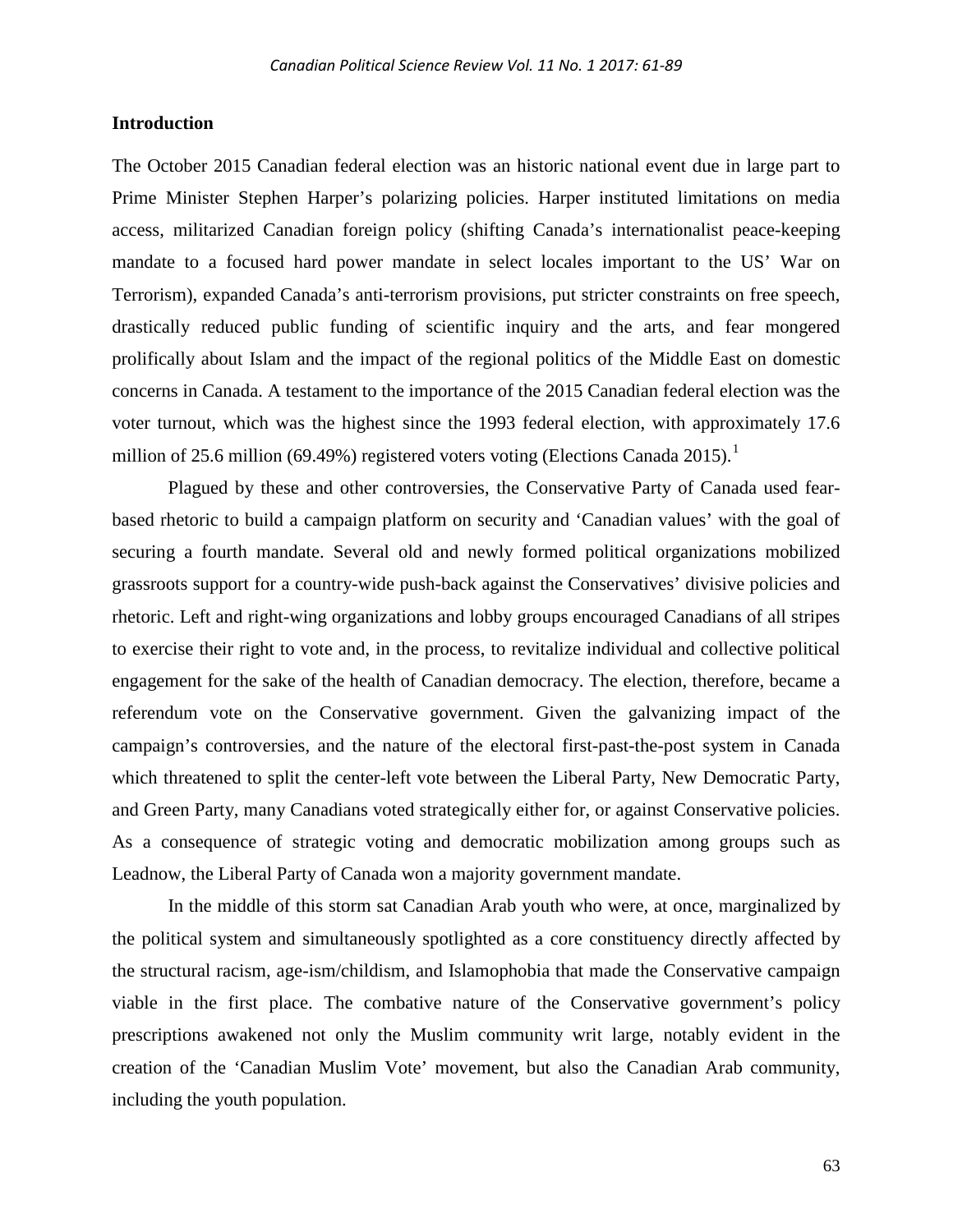## Introduction

The October 2015 Canadian federal election was an historic national event due in large part to Prime Minister Stephen Harper's polarizing policies. Harper instituted limitations on media access, militarized Canadian foreign policy (shifting Canada's internationalist peace-keeping mandate to a focused hard power mandate in select locales important to the US' War on Terrorism), expanded Canada's anti-terrorism provisions, put stricter constraints on free speech, drastically reduced public funding of scientific inquiry and the arts, and fear mongered prolifically about Islam and the impact of the regional politics of the Middle East on domestic concerns in Canada. A testament to the importance of the 2015 Canadian federal election was the voter turnout, which was the highest since the 1993 federal election, with approximately 17.6 million of 25.6 million (69.49%) registered voters voting (Elections Canada 2015).[1]

Plagued by these and other controversies, the Conservative Party of Canada used fear-based rhetoric to build a campaign platform on security and 'Canadian values' with the goal of securing a fourth mandate. Several old and newly formed political organizations mobilized grassroots support for a country-wide push-back against the Conservatives' divisive policies and rhetoric. Left and right-wing organizations and lobby groups encouraged Canadians of all stripes to exercise their right to vote and, in the process, to revitalize individual and collective political engagement for the sake of the health of Canadian democracy. The election, therefore, became a referendum vote on the Conservative government. Given the galvanizing impact of the campaign's controversies, and the nature of the electoral first-past-the-post system in Canada which threatened to split the center-left vote between the Liberal Party, New Democratic Party, and Green Party, many Canadians voted strategically either for, or against Conservative policies. As a consequence of strategic voting and democratic mobilization among groups such as Leadnow, the Liberal Party of Canada won a majority government mandate.

In the middle of this storm sat Canadian Arab youth who were, at once, marginalized by the political system and simultaneously spotlighted as a core constituency directly affected by the structural racism, age-ism/childism, and Islamophobia that made the Conservative campaign viable in the first place. The combative nature of the Conservative government's policy prescriptions awakened not only the Muslim community writ large, notably evident in the creation of the 'Canadian Muslim Vote' movement, but also the Canadian Arab community, including the youth population.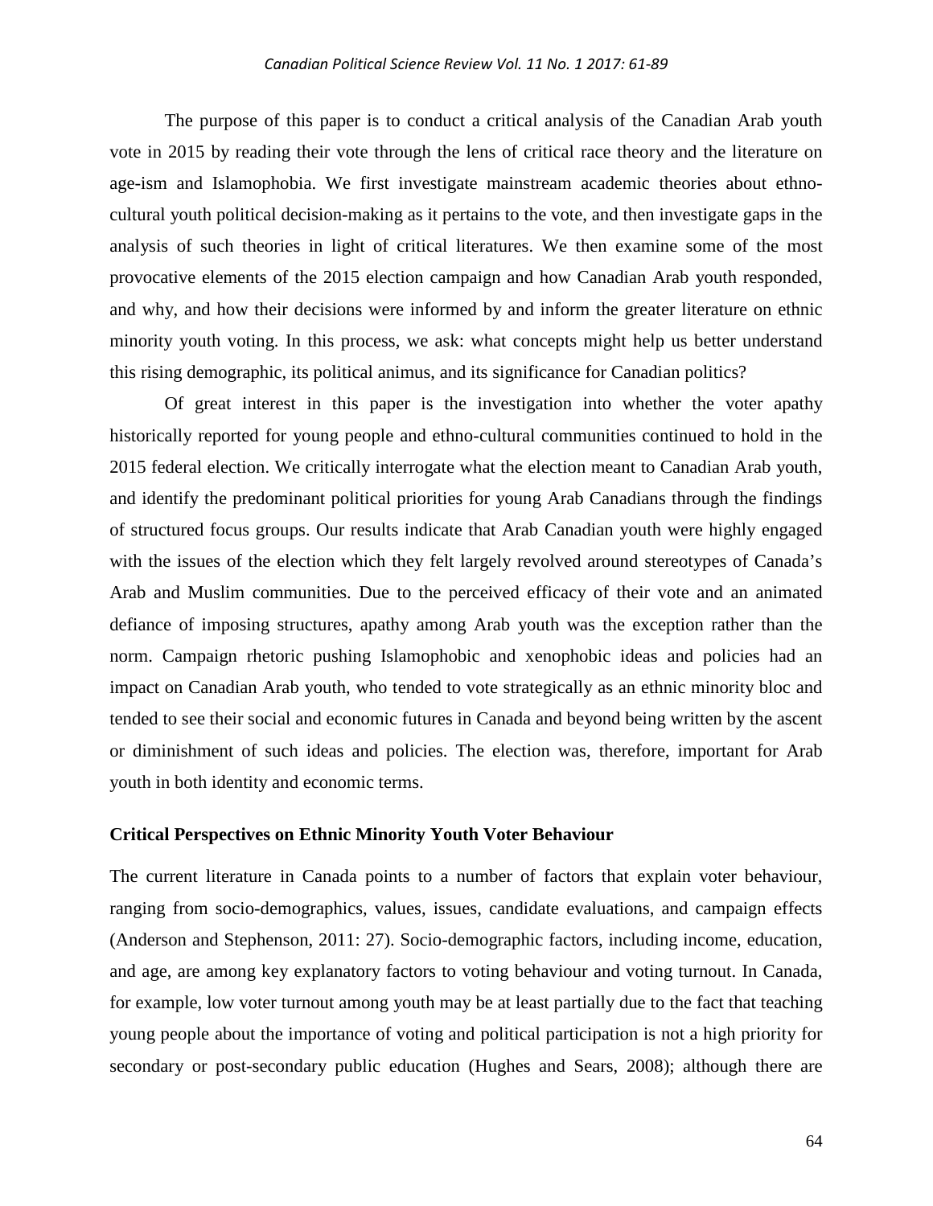The purpose of this paper is to conduct a critical analysis of the Canadian Arab youth vote in 2015 by reading their vote through the lens of critical race theory and the literature on age-ism and Islamophobia. We first investigate mainstream academic theories about ethno-cultural youth political decision-making as it pertains to the vote, and then investigate gaps in the analysis of such theories in light of critical literatures. We then examine some of the most provocative elements of the 2015 election campaign and how Canadian Arab youth responded, and why, and how their decisions were informed by and inform the greater literature on ethnic minority youth voting. In this process, we ask: what concepts might help us better understand this rising demographic, its political animus, and its significance for Canadian politics?

Of great interest in this paper is the investigation into whether the voter apathy historically reported for young people and ethno-cultural communities continued to hold in the 2015 federal election. We critically interrogate what the election meant to Canadian Arab youth, and identify the predominant political priorities for young Arab Canadians through the findings of structured focus groups. Our results indicate that Arab Canadian youth were highly engaged with the issues of the election which they felt largely revolved around stereotypes of Canada's Arab and Muslim communities. Due to the perceived efficacy of their vote and an animated defiance of imposing structures, apathy among Arab youth was the exception rather than the norm. Campaign rhetoric pushing Islamophobic and xenophobic ideas and policies had an impact on Canadian Arab youth, who tended to vote strategically as an ethnic minority bloc and tended to see their social and economic futures in Canada and beyond being written by the ascent or diminishment of such ideas and policies. The election was, therefore, important for Arab youth in both identity and economic terms.

## Critical Perspectives on Ethnic Minority Youth Voter Behaviour

The current literature in Canada points to a number of factors that explain voter behaviour, ranging from socio-demographics, values, issues, candidate evaluations, and campaign effects (Anderson and Stephenson, 2011: 27). Socio-demographic factors, including income, education, and age, are among key explanatory factors to voting behaviour and voting turnout. In Canada, for example, low voter turnout among youth may be at least partially due to the fact that teaching young people about the importance of voting and political participation is not a high priority for secondary or post-secondary public education (Hughes and Sears, 2008); although there are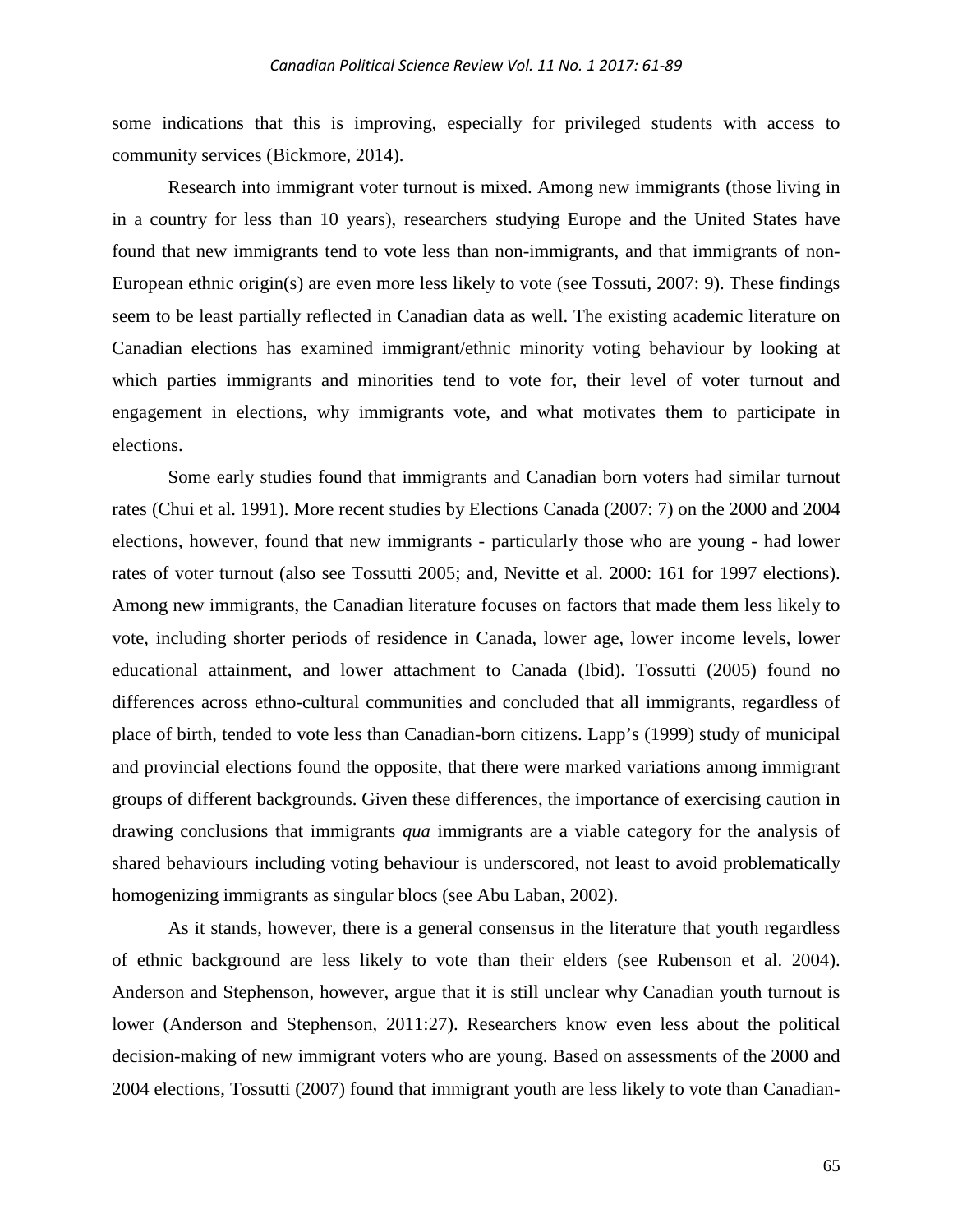some indications that this is improving, especially for privileged students with access to community services (Bickmore, 2014).

Research into immigrant voter turnout is mixed. Among new immigrants (those living in in a country for less than 10 years), researchers studying Europe and the United States have found that new immigrants tend to vote less than non-immigrants, and that immigrants of non-European ethnic origin(s) are even more less likely to vote (see Tossuti, 2007: 9). These findings seem to be least partially reflected in Canadian data as well. The existing academic literature on Canadian elections has examined immigrant/ethnic minority voting behaviour by looking at which parties immigrants and minorities tend to vote for, their level of voter turnout and engagement in elections, why immigrants vote, and what motivates them to participate in elections.

Some early studies found that immigrants and Canadian born voters had similar turnout rates (Chui et al. 1991). More recent studies by Elections Canada (2007: 7) on the 2000 and 2004 elections, however, found that new immigrants - particularly those who are young - had lower rates of voter turnout (also see Tossutti 2005; and, Nevitte et al. 2000: 161 for 1997 elections). Among new immigrants, the Canadian literature focuses on factors that made them less likely to vote, including shorter periods of residence in Canada, lower age, lower income levels, lower educational attainment, and lower attachment to Canada (Ibid). Tossutti (2005) found no differences across ethno-cultural communities and concluded that all immigrants, regardless of place of birth, tended to vote less than Canadian-born citizens. Lapp's (1999) study of municipal and provincial elections found the opposite, that there were marked variations among immigrant groups of different backgrounds. Given these differences, the importance of exercising caution in drawing conclusions that immigrants *qua* immigrants are a viable category for the analysis of shared behaviours including voting behaviour is underscored, not least to avoid problematically homogenizing immigrants as singular blocs (see Abu Laban, 2002).

As it stands, however, there is a general consensus in the literature that youth regardless of ethnic background are less likely to vote than their elders (see Rubenson et al. 2004). Anderson and Stephenson, however, argue that it is still unclear why Canadian youth turnout is lower (Anderson and Stephenson, 2011:27). Researchers know even less about the political decision-making of new immigrant voters who are young. Based on assessments of the 2000 and 2004 elections, Tossutti (2007) found that immigrant youth are less likely to vote than Canadian-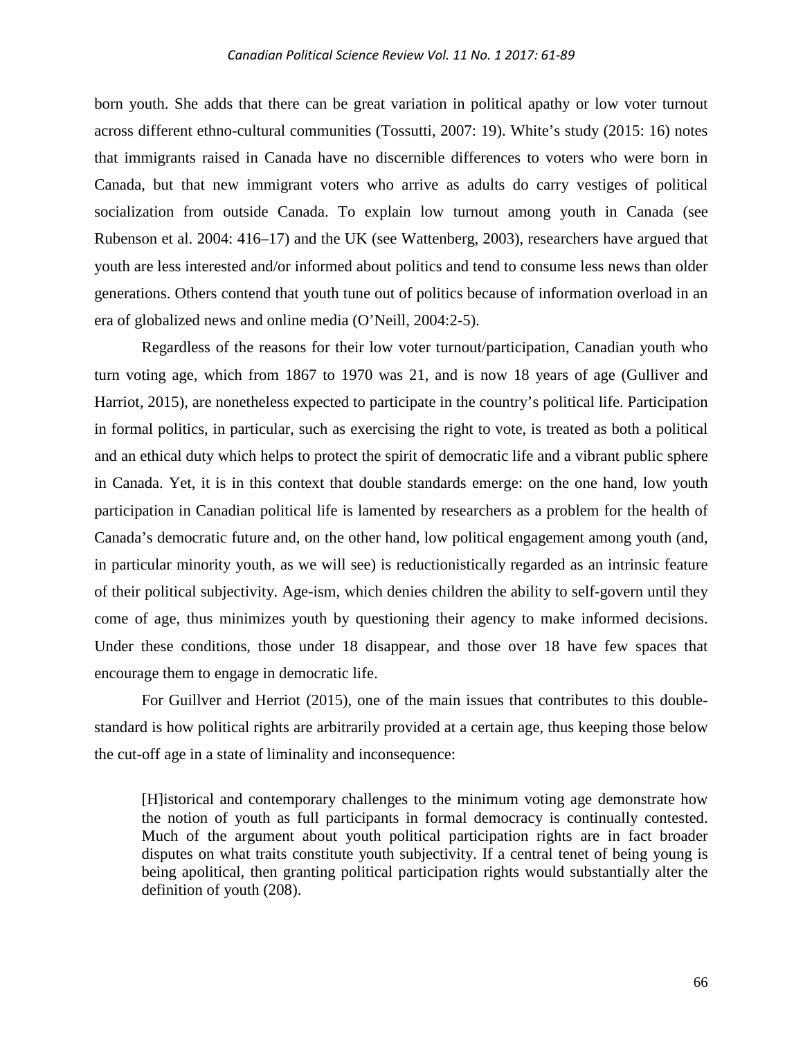born youth. She adds that there can be great variation in political apathy or low voter turnout across different ethno-cultural communities (Tossutti, 2007: 19). White's study (2015: 16) notes that immigrants raised in Canada have no discernible differences to voters who were born in Canada, but that new immigrant voters who arrive as adults do carry vestiges of political socialization from outside Canada. To explain low turnout among youth in Canada (see Rubenson et al. 2004: 416–17) and the UK (see Wattenberg, 2003), researchers have argued that youth are less interested and/or informed about politics and tend to consume less news than older generations. Others contend that youth tune out of politics because of information overload in an era of globalized news and online media (O'Neill, 2004:2-5).

Regardless of the reasons for their low voter turnout/participation, Canadian youth who turn voting age, which from 1867 to 1970 was 21, and is now 18 years of age (Gulliver and Harriot, 2015), are nonetheless expected to participate in the country's political life. Participation in formal politics, in particular, such as exercising the right to vote, is treated as both a political and an ethical duty which helps to protect the spirit of democratic life and a vibrant public sphere in Canada. Yet, it is in this context that double standards emerge: on the one hand, low youth participation in Canadian political life is lamented by researchers as a problem for the health of Canada's democratic future and, on the other hand, low political engagement among youth (and, in particular minority youth, as we will see) is reductionistically regarded as an intrinsic feature of their political subjectivity. Age-ism, which denies children the ability to self-govern until they come of age, thus minimizes youth by questioning their agency to make informed decisions. Under these conditions, those under 18 disappear, and those over 18 have few spaces that encourage them to engage in democratic life.

For Guillver and Herriot (2015), one of the main issues that contributes to this double-standard is how political rights are arbitrarily provided at a certain age, thus keeping those below the cut-off age in a state of liminality and inconsequence:

> [H]istorical and contemporary challenges to the minimum voting age demonstrate how the notion of youth as full participants in formal democracy is continually contested. Much of the argument about youth political participation rights are in fact broader disputes on what traits constitute youth subjectivity. If a central tenet of being young is being apolitical, then granting political participation rights would substantially alter the definition of youth (208).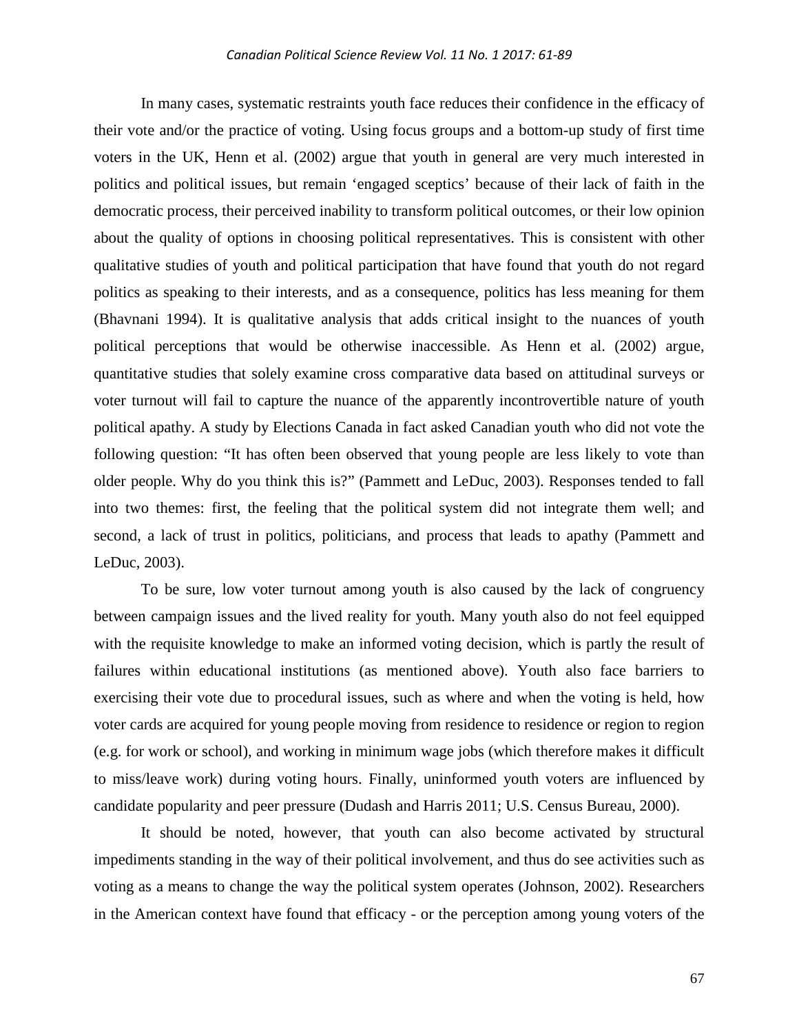In many cases, systematic restraints youth face reduces their confidence in the efficacy of their vote and/or the practice of voting. Using focus groups and a bottom-up study of first time voters in the UK, Henn et al. (2002) argue that youth in general are very much interested in politics and political issues, but remain 'engaged sceptics' because of their lack of faith in the democratic process, their perceived inability to transform political outcomes, or their low opinion about the quality of options in choosing political representatives. This is consistent with other qualitative studies of youth and political participation that have found that youth do not regard politics as speaking to their interests, and as a consequence, politics has less meaning for them (Bhavnani 1994). It is qualitative analysis that adds critical insight to the nuances of youth political perceptions that would be otherwise inaccessible. As Henn et al. (2002) argue, quantitative studies that solely examine cross comparative data based on attitudinal surveys or voter turnout will fail to capture the nuance of the apparently incontrovertible nature of youth political apathy. A study by Elections Canada in fact asked Canadian youth who did not vote the following question: "It has often been observed that young people are less likely to vote than older people. Why do you think this is?" (Pammett and LeDuc, 2003). Responses tended to fall into two themes: first, the feeling that the political system did not integrate them well; and second, a lack of trust in politics, politicians, and process that leads to apathy (Pammett and LeDuc, 2003).

To be sure, low voter turnout among youth is also caused by the lack of congruency between campaign issues and the lived reality for youth. Many youth also do not feel equipped with the requisite knowledge to make an informed voting decision, which is partly the result of failures within educational institutions (as mentioned above). Youth also face barriers to exercising their vote due to procedural issues, such as where and when the voting is held, how voter cards are acquired for young people moving from residence to residence or region to region (e.g. for work or school), and working in minimum wage jobs (which therefore makes it difficult to miss/leave work) during voting hours. Finally, uninformed youth voters are influenced by candidate popularity and peer pressure (Dudash and Harris 2011; U.S. Census Bureau, 2000).

It should be noted, however, that youth can also become activated by structural impediments standing in the way of their political involvement, and thus do see activities such as voting as a means to change the way the political system operates (Johnson, 2002). Researchers in the American context have found that efficacy - or the perception among young voters of the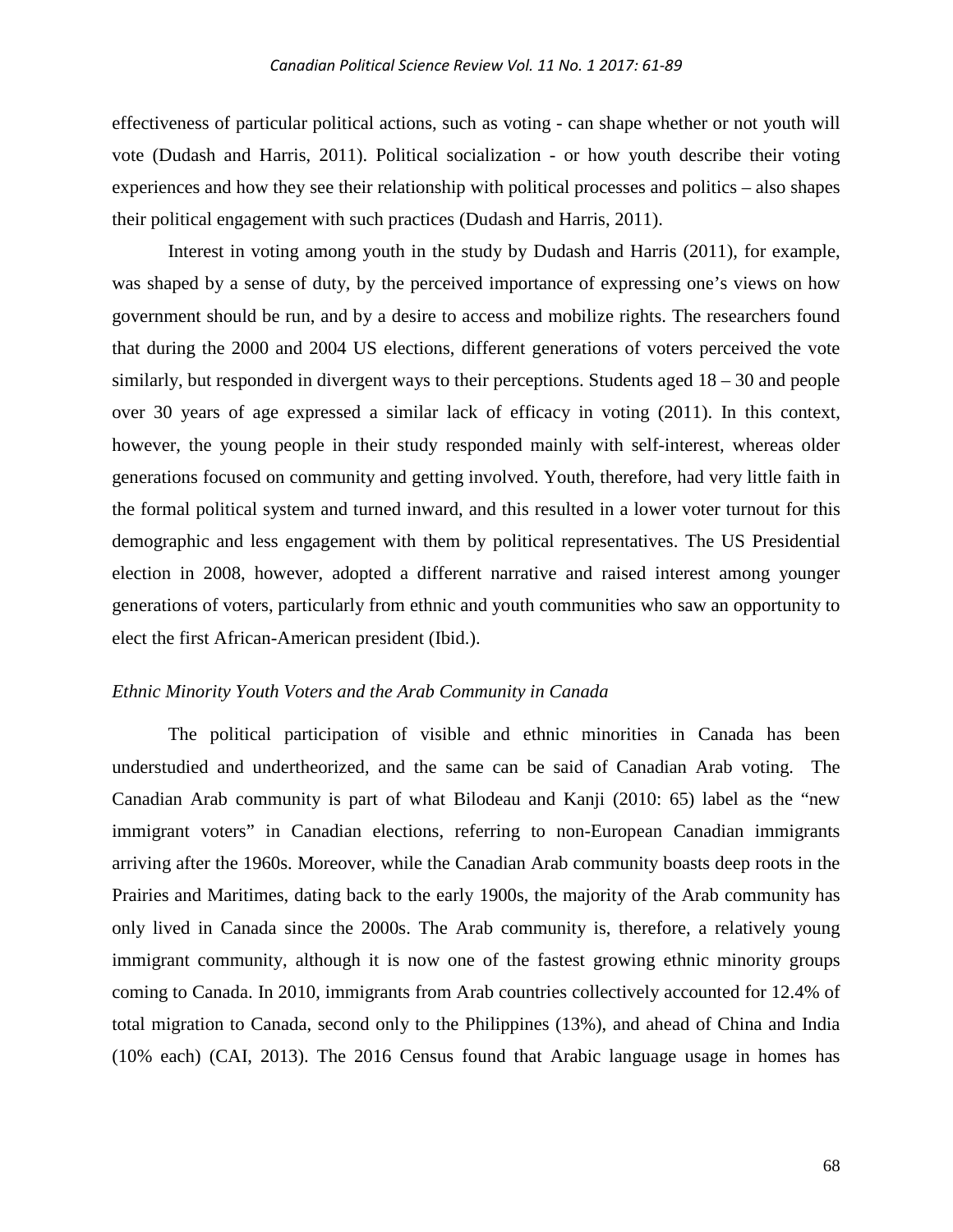effectiveness of particular political actions, such as voting - can shape whether or not youth will vote (Dudash and Harris, 2011). Political socialization - or how youth describe their voting experiences and how they see their relationship with political processes and politics – also shapes their political engagement with such practices (Dudash and Harris, 2011).

Interest in voting among youth in the study by Dudash and Harris (2011), for example, was shaped by a sense of duty, by the perceived importance of expressing one's views on how government should be run, and by a desire to access and mobilize rights. The researchers found that during the 2000 and 2004 US elections, different generations of voters perceived the vote similarly, but responded in divergent ways to their perceptions. Students aged 18 – 30 and people over 30 years of age expressed a similar lack of efficacy in voting (2011). In this context, however, the young people in their study responded mainly with self-interest, whereas older generations focused on community and getting involved. Youth, therefore, had very little faith in the formal political system and turned inward, and this resulted in a lower voter turnout for this demographic and less engagement with them by political representatives. The US Presidential election in 2008, however, adopted a different narrative and raised interest among younger generations of voters, particularly from ethnic and youth communities who saw an opportunity to elect the first African-American president (Ibid.).

### *Ethnic Minority Youth Voters and the Arab Community in Canada*

The political participation of visible and ethnic minorities in Canada has been understudied and undertheorized, and the same can be said of Canadian Arab voting. The Canadian Arab community is part of what Bilodeau and Kanji (2010: 65) label as the "new immigrant voters" in Canadian elections, referring to non-European Canadian immigrants arriving after the 1960s. Moreover, while the Canadian Arab community boasts deep roots in the Prairies and Maritimes, dating back to the early 1900s, the majority of the Arab community has only lived in Canada since the 2000s. The Arab community is, therefore, a relatively young immigrant community, although it is now one of the fastest growing ethnic minority groups coming to Canada. In 2010, immigrants from Arab countries collectively accounted for 12.4% of total migration to Canada, second only to the Philippines (13%), and ahead of China and India (10% each) (CAI, 2013). The 2016 Census found that Arabic language usage in homes has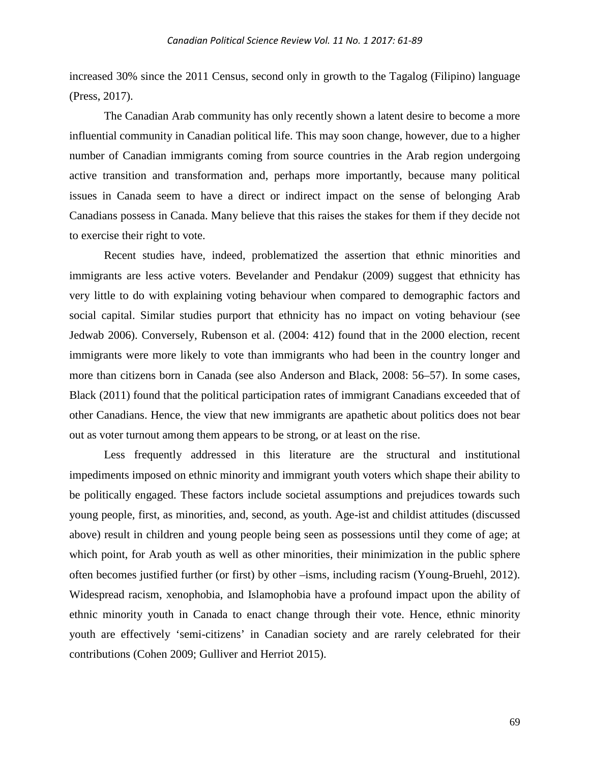increased 30% since the 2011 Census, second only in growth to the Tagalog (Filipino) language (Press, 2017).

The Canadian Arab community has only recently shown a latent desire to become a more influential community in Canadian political life. This may soon change, however, due to a higher number of Canadian immigrants coming from source countries in the Arab region undergoing active transition and transformation and, perhaps more importantly, because many political issues in Canada seem to have a direct or indirect impact on the sense of belonging Arab Canadians possess in Canada. Many believe that this raises the stakes for them if they decide not to exercise their right to vote.

Recent studies have, indeed, problematized the assertion that ethnic minorities and immigrants are less active voters. Bevelander and Pendakur (2009) suggest that ethnicity has very little to do with explaining voting behaviour when compared to demographic factors and social capital. Similar studies purport that ethnicity has no impact on voting behaviour (see Jedwab 2006). Conversely, Rubenson et al. (2004: 412) found that in the 2000 election, recent immigrants were more likely to vote than immigrants who had been in the country longer and more than citizens born in Canada (see also Anderson and Black, 2008: 56–57). In some cases, Black (2011) found that the political participation rates of immigrant Canadians exceeded that of other Canadians. Hence, the view that new immigrants are apathetic about politics does not bear out as voter turnout among them appears to be strong, or at least on the rise.

Less frequently addressed in this literature are the structural and institutional impediments imposed on ethnic minority and immigrant youth voters which shape their ability to be politically engaged. These factors include societal assumptions and prejudices towards such young people, first, as minorities, and, second, as youth. Age-ist and childist attitudes (discussed above) result in children and young people being seen as possessions until they come of age; at which point, for Arab youth as well as other minorities, their minimization in the public sphere often becomes justified further (or first) by other –isms, including racism (Young-Bruehl, 2012). Widespread racism, xenophobia, and Islamophobia have a profound impact upon the ability of ethnic minority youth in Canada to enact change through their vote. Hence, ethnic minority youth are effectively 'semi-citizens' in Canadian society and are rarely celebrated for their contributions (Cohen 2009; Gulliver and Herriot 2015).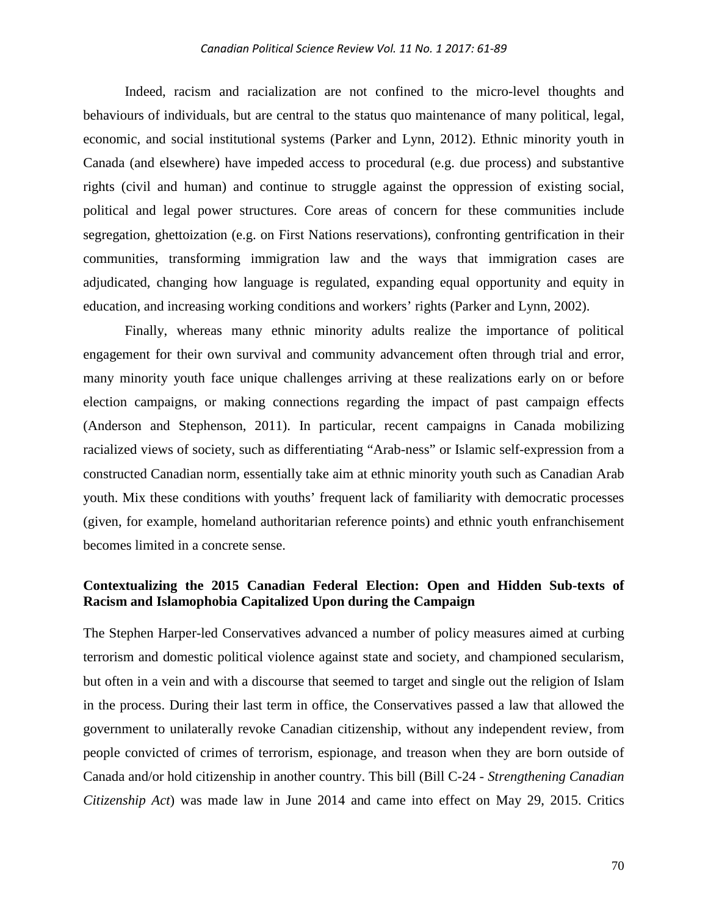Indeed, racism and racialization are not confined to the micro-level thoughts and behaviours of individuals, but are central to the status quo maintenance of many political, legal, economic, and social institutional systems (Parker and Lynn, 2012). Ethnic minority youth in Canada (and elsewhere) have impeded access to procedural (e.g. due process) and substantive rights (civil and human) and continue to struggle against the oppression of existing social, political and legal power structures. Core areas of concern for these communities include segregation, ghettoization (e.g. on First Nations reservations), confronting gentrification in their communities, transforming immigration law and the ways that immigration cases are adjudicated, changing how language is regulated, expanding equal opportunity and equity in education, and increasing working conditions and workers' rights (Parker and Lynn, 2002).

Finally, whereas many ethnic minority adults realize the importance of political engagement for their own survival and community advancement often through trial and error, many minority youth face unique challenges arriving at these realizations early on or before election campaigns, or making connections regarding the impact of past campaign effects (Anderson and Stephenson, 2011). In particular, recent campaigns in Canada mobilizing racialized views of society, such as differentiating "Arab-ness" or Islamic self-expression from a constructed Canadian norm, essentially take aim at ethnic minority youth such as Canadian Arab youth. Mix these conditions with youths' frequent lack of familiarity with democratic processes (given, for example, homeland authoritarian reference points) and ethnic youth enfranchisement becomes limited in a concrete sense.

### Contextualizing the 2015 Canadian Federal Election: Open and Hidden Sub-texts of Racism and Islamophobia Capitalized Upon during the Campaign

The Stephen Harper-led Conservatives advanced a number of policy measures aimed at curbing terrorism and domestic political violence against state and society, and championed secularism, but often in a vein and with a discourse that seemed to target and single out the religion of Islam in the process. During their last term in office, the Conservatives passed a law that allowed the government to unilaterally revoke Canadian citizenship, without any independent review, from people convicted of crimes of terrorism, espionage, and treason when they are born outside of Canada and/or hold citizenship in another country. This bill (Bill C-24 - *Strengthening Canadian Citizenship Act*) was made law in June 2014 and came into effect on May 29, 2015. Critics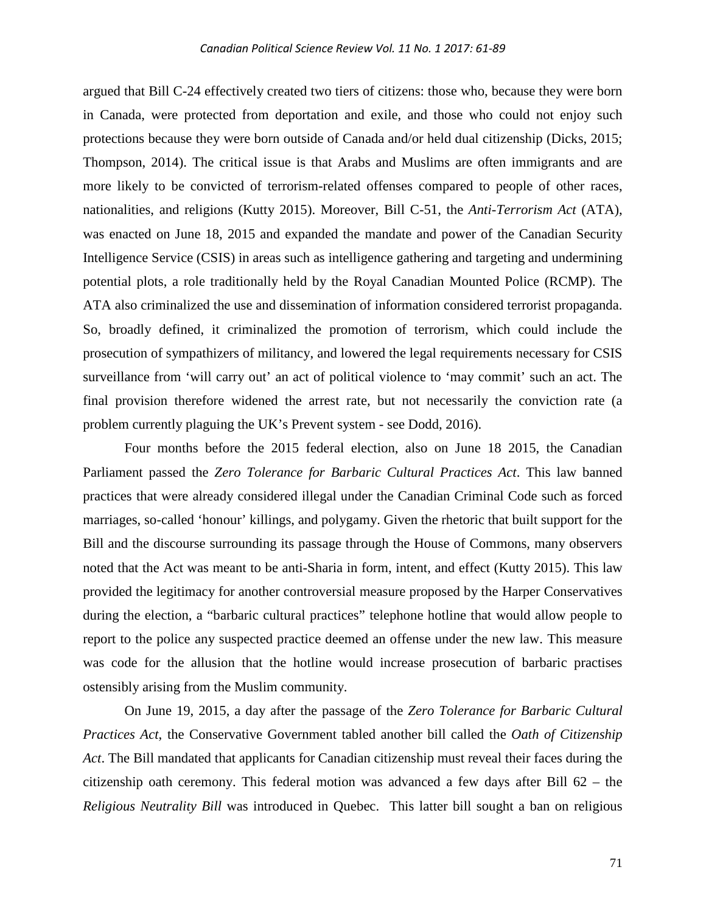argued that Bill C-24 effectively created two tiers of citizens: those who, because they were born in Canada, were protected from deportation and exile, and those who could not enjoy such protections because they were born outside of Canada and/or held dual citizenship (Dicks, 2015; Thompson, 2014). The critical issue is that Arabs and Muslims are often immigrants and are more likely to be convicted of terrorism-related offenses compared to people of other races, nationalities, and religions (Kutty 2015). Moreover, Bill C-51, the *Anti-Terrorism Act* (ATA), was enacted on June 18, 2015 and expanded the mandate and power of the Canadian Security Intelligence Service (CSIS) in areas such as intelligence gathering and targeting and undermining potential plots, a role traditionally held by the Royal Canadian Mounted Police (RCMP). The ATA also criminalized the use and dissemination of information considered terrorist propaganda. So, broadly defined, it criminalized the promotion of terrorism, which could include the prosecution of sympathizers of militancy, and lowered the legal requirements necessary for CSIS surveillance from 'will carry out' an act of political violence to 'may commit' such an act. The final provision therefore widened the arrest rate, but not necessarily the conviction rate (a problem currently plaguing the UK's Prevent system - see Dodd, 2016).

Four months before the 2015 federal election, also on June 18 2015, the Canadian Parliament passed the *Zero Tolerance for Barbaric Cultural Practices Act*. This law banned practices that were already considered illegal under the Canadian Criminal Code such as forced marriages, so-called 'honour' killings, and polygamy. Given the rhetoric that built support for the Bill and the discourse surrounding its passage through the House of Commons, many observers noted that the Act was meant to be anti-Sharia in form, intent, and effect (Kutty 2015). This law provided the legitimacy for another controversial measure proposed by the Harper Conservatives during the election, a "barbaric cultural practices" telephone hotline that would allow people to report to the police any suspected practice deemed an offense under the new law. This measure was code for the allusion that the hotline would increase prosecution of barbaric practises ostensibly arising from the Muslim community.

On June 19, 2015, a day after the passage of the *Zero Tolerance for Barbaric Cultural Practices Act*, the Conservative Government tabled another bill called the *Oath of Citizenship Act*. The Bill mandated that applicants for Canadian citizenship must reveal their faces during the citizenship oath ceremony. This federal motion was advanced a few days after Bill 62 – the *Religious Neutrality Bill* was introduced in Quebec. This latter bill sought a ban on religious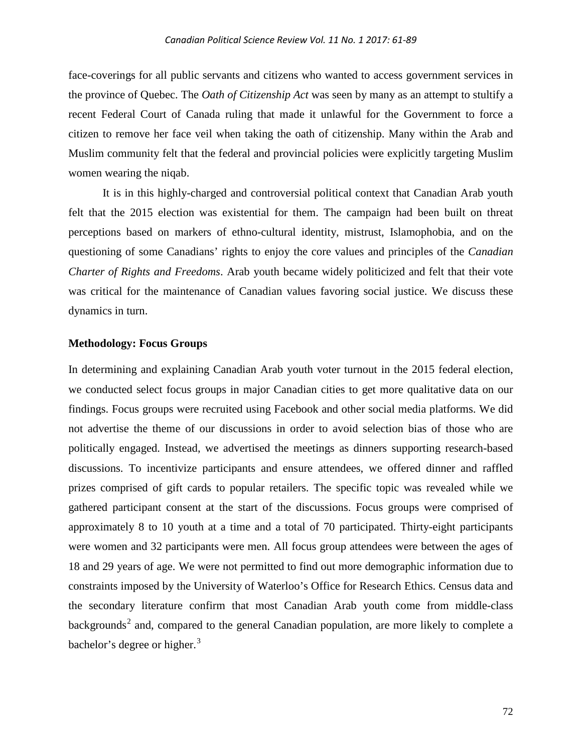face-coverings for all public servants and citizens who wanted to access government services in the province of Quebec. The *Oath of Citizenship Act* was seen by many as an attempt to stultify a recent Federal Court of Canada ruling that made it unlawful for the Government to force a citizen to remove her face veil when taking the oath of citizenship. Many within the Arab and Muslim community felt that the federal and provincial policies were explicitly targeting Muslim women wearing the niqab.

It is in this highly-charged and controversial political context that Canadian Arab youth felt that the 2015 election was existential for them. The campaign had been built on threat perceptions based on markers of ethno-cultural identity, mistrust, Islamophobia, and on the questioning of some Canadians' rights to enjoy the core values and principles of the *Canadian Charter of Rights and Freedoms*. Arab youth became widely politicized and felt that their vote was critical for the maintenance of Canadian values favoring social justice. We discuss these dynamics in turn.

## Methodology: Focus Groups

In determining and explaining Canadian Arab youth voter turnout in the 2015 federal election, we conducted select focus groups in major Canadian cities to get more qualitative data on our findings. Focus groups were recruited using Facebook and other social media platforms. We did not advertise the theme of our discussions in order to avoid selection bias of those who are politically engaged. Instead, we advertised the meetings as dinners supporting research-based discussions. To incentivize participants and ensure attendees, we offered dinner and raffled prizes comprised of gift cards to popular retailers. The specific topic was revealed while we gathered participant consent at the start of the discussions. Focus groups were comprised of approximately 8 to 10 youth at a time and a total of 70 participated. Thirty-eight participants were women and 32 participants were men. All focus group attendees were between the ages of 18 and 29 years of age. We were not permitted to find out more demographic information due to constraints imposed by the University of Waterloo's Office for Research Ethics. Census data and the secondary literature confirm that most Canadian Arab youth come from middle-class backgrounds[2] and, compared to the general Canadian population, are more likely to complete a bachelor's degree or higher.[3]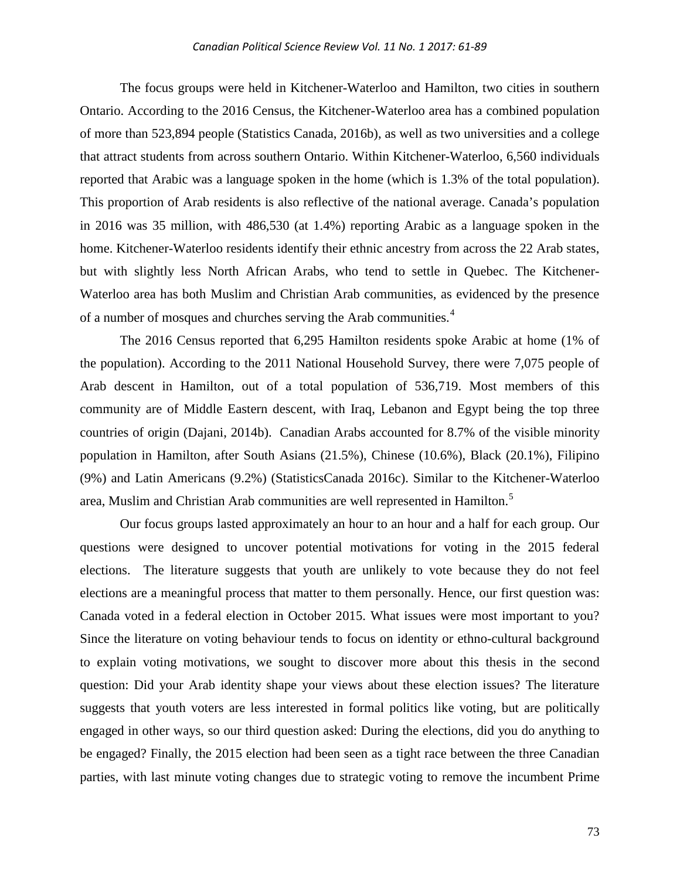The focus groups were held in Kitchener-Waterloo and Hamilton, two cities in southern Ontario. According to the 2016 Census, the Kitchener-Waterloo area has a combined population of more than 523,894 people (Statistics Canada, 2016b), as well as two universities and a college that attract students from across southern Ontario. Within Kitchener-Waterloo, 6,560 individuals reported that Arabic was a language spoken in the home (which is 1.3% of the total population). This proportion of Arab residents is also reflective of the national average. Canada's population in 2016 was 35 million, with 486,530 (at 1.4%) reporting Arabic as a language spoken in the home. Kitchener-Waterloo residents identify their ethnic ancestry from across the 22 Arab states, but with slightly less North African Arabs, who tend to settle in Quebec. The Kitchener-Waterloo area has both Muslim and Christian Arab communities, as evidenced by the presence of a number of mosques and churches serving the Arab communities.[4]

The 2016 Census reported that 6,295 Hamilton residents spoke Arabic at home (1% of the population). According to the 2011 National Household Survey, there were 7,075 people of Arab descent in Hamilton, out of a total population of 536,719. Most members of this community are of Middle Eastern descent, with Iraq, Lebanon and Egypt being the top three countries of origin (Dajani, 2014b). Canadian Arabs accounted for 8.7% of the visible minority population in Hamilton, after South Asians (21.5%), Chinese (10.6%), Black (20.1%), Filipino (9%) and Latin Americans (9.2%) (StatisticsCanada 2016c). Similar to the Kitchener-Waterloo area, Muslim and Christian Arab communities are well represented in Hamilton.[5]

Our focus groups lasted approximately an hour to an hour and a half for each group. Our questions were designed to uncover potential motivations for voting in the 2015 federal elections. The literature suggests that youth are unlikely to vote because they do not feel elections are a meaningful process that matter to them personally. Hence, our first question was: Canada voted in a federal election in October 2015. What issues were most important to you? Since the literature on voting behaviour tends to focus on identity or ethno-cultural background to explain voting motivations, we sought to discover more about this thesis in the second question: Did your Arab identity shape your views about these election issues? The literature suggests that youth voters are less interested in formal politics like voting, but are politically engaged in other ways, so our third question asked: During the elections, did you do anything to be engaged? Finally, the 2015 election had been seen as a tight race between the three Canadian parties, with last minute voting changes due to strategic voting to remove the incumbent Prime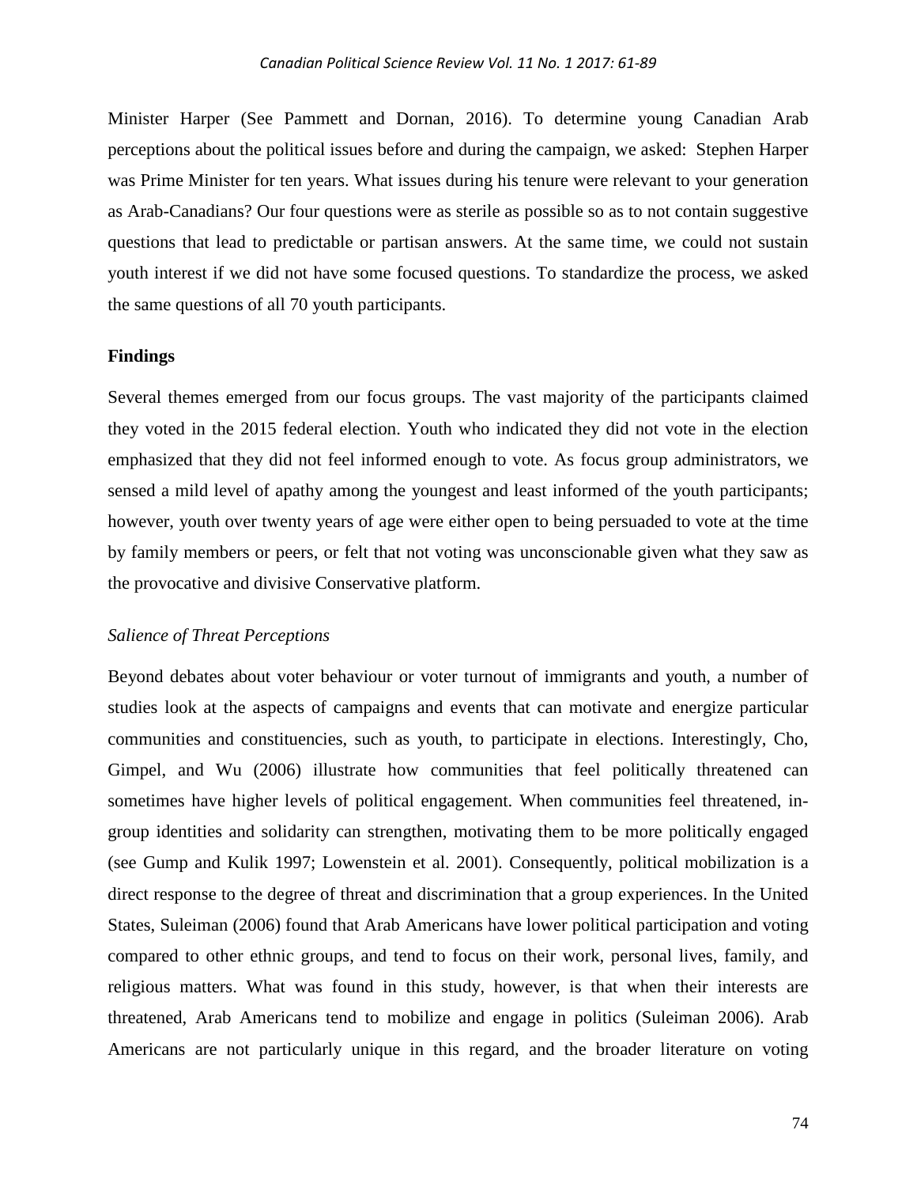Minister Harper (See Pammett and Dornan, 2016). To determine young Canadian Arab perceptions about the political issues before and during the campaign, we asked: Stephen Harper was Prime Minister for ten years. What issues during his tenure were relevant to your generation as Arab-Canadians? Our four questions were as sterile as possible so as to not contain suggestive questions that lead to predictable or partisan answers. At the same time, we could not sustain youth interest if we did not have some focused questions. To standardize the process, we asked the same questions of all 70 youth participants.

## Findings

Several themes emerged from our focus groups. The vast majority of the participants claimed they voted in the 2015 federal election. Youth who indicated they did not vote in the election emphasized that they did not feel informed enough to vote. As focus group administrators, we sensed a mild level of apathy among the youngest and least informed of the youth participants; however, youth over twenty years of age were either open to being persuaded to vote at the time by family members or peers, or felt that not voting was unconscionable given what they saw as the provocative and divisive Conservative platform.

### *Salience of Threat Perceptions*

Beyond debates about voter behaviour or voter turnout of immigrants and youth, a number of studies look at the aspects of campaigns and events that can motivate and energize particular communities and constituencies, such as youth, to participate in elections. Interestingly, Cho, Gimpel, and Wu (2006) illustrate how communities that feel politically threatened can sometimes have higher levels of political engagement. When communities feel threatened, in-group identities and solidarity can strengthen, motivating them to be more politically engaged (see Gump and Kulik 1997; Lowenstein et al. 2001). Consequently, political mobilization is a direct response to the degree of threat and discrimination that a group experiences. In the United States, Suleiman (2006) found that Arab Americans have lower political participation and voting compared to other ethnic groups, and tend to focus on their work, personal lives, family, and religious matters. What was found in this study, however, is that when their interests are threatened, Arab Americans tend to mobilize and engage in politics (Suleiman 2006). Arab Americans are not particularly unique in this regard, and the broader literature on voting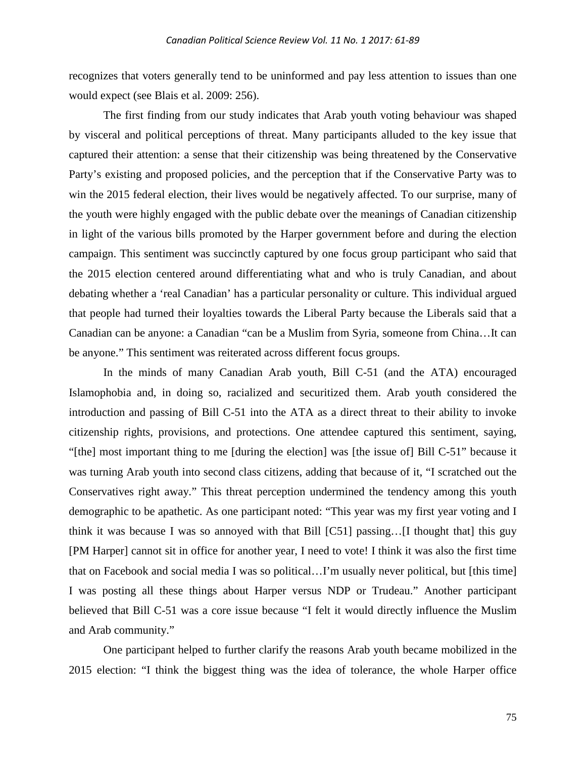recognizes that voters generally tend to be uninformed and pay less attention to issues than one would expect (see Blais et al. 2009: 256).

The first finding from our study indicates that Arab youth voting behaviour was shaped by visceral and political perceptions of threat. Many participants alluded to the key issue that captured their attention: a sense that their citizenship was being threatened by the Conservative Party's existing and proposed policies, and the perception that if the Conservative Party was to win the 2015 federal election, their lives would be negatively affected. To our surprise, many of the youth were highly engaged with the public debate over the meanings of Canadian citizenship in light of the various bills promoted by the Harper government before and during the election campaign. This sentiment was succinctly captured by one focus group participant who said that the 2015 election centered around differentiating what and who is truly Canadian, and about debating whether a 'real Canadian' has a particular personality or culture. This individual argued that people had turned their loyalties towards the Liberal Party because the Liberals said that a Canadian can be anyone: a Canadian "can be a Muslim from Syria, someone from China…It can be anyone." This sentiment was reiterated across different focus groups.

In the minds of many Canadian Arab youth, Bill C-51 (and the ATA) encouraged Islamophobia and, in doing so, racialized and securitized them. Arab youth considered the introduction and passing of Bill C-51 into the ATA as a direct threat to their ability to invoke citizenship rights, provisions, and protections. One attendee captured this sentiment, saying, "[the] most important thing to me [during the election] was [the issue of] Bill C-51" because it was turning Arab youth into second class citizens, adding that because of it, "I scratched out the Conservatives right away." This threat perception undermined the tendency among this youth demographic to be apathetic. As one participant noted: "This year was my first year voting and I think it was because I was so annoyed with that Bill [C51] passing…[I thought that] this guy [PM Harper] cannot sit in office for another year, I need to vote! I think it was also the first time that on Facebook and social media I was so political…I'm usually never political, but [this time] I was posting all these things about Harper versus NDP or Trudeau." Another participant believed that Bill C-51 was a core issue because "I felt it would directly influence the Muslim and Arab community."

One participant helped to further clarify the reasons Arab youth became mobilized in the 2015 election: "I think the biggest thing was the idea of tolerance, the whole Harper office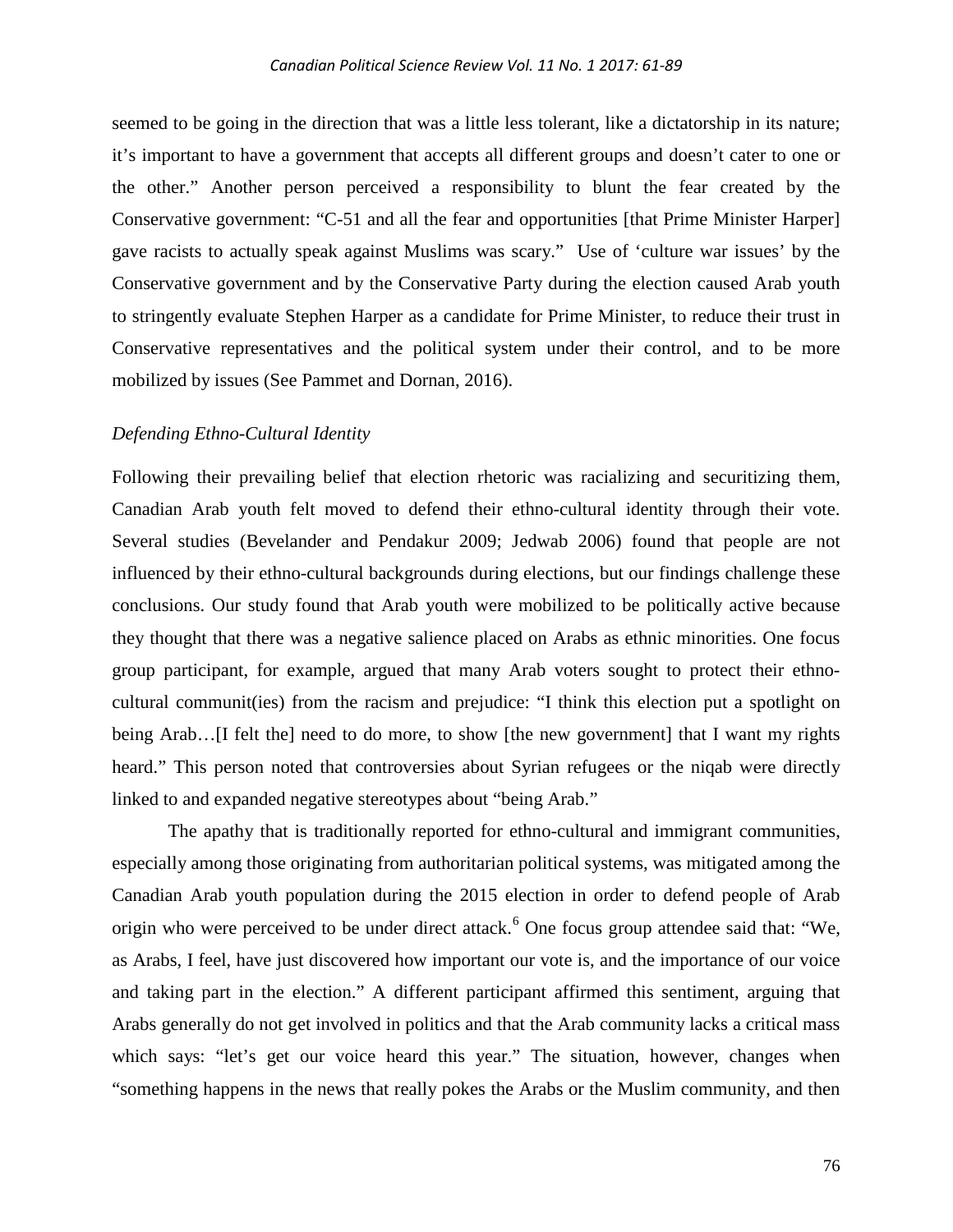seemed to be going in the direction that was a little less tolerant, like a dictatorship in its nature; it's important to have a government that accepts all different groups and doesn't cater to one or the other." Another person perceived a responsibility to blunt the fear created by the Conservative government: "C-51 and all the fear and opportunities [that Prime Minister Harper] gave racists to actually speak against Muslims was scary." Use of 'culture war issues' by the Conservative government and by the Conservative Party during the election caused Arab youth to stringently evaluate Stephen Harper as a candidate for Prime Minister, to reduce their trust in Conservative representatives and the political system under their control, and to be more mobilized by issues (See Pammet and Dornan, 2016).

*Defending Ethno-Cultural Identity*

Following their prevailing belief that election rhetoric was racializing and securitizing them, Canadian Arab youth felt moved to defend their ethno-cultural identity through their vote. Several studies (Bevelander and Pendakur 2009; Jedwab 2006) found that people are not influenced by their ethno-cultural backgrounds during elections, but our findings challenge these conclusions. Our study found that Arab youth were mobilized to be politically active because they thought that there was a negative salience placed on Arabs as ethnic minorities. One focus group participant, for example, argued that many Arab voters sought to protect their ethno-cultural communit(ies) from the racism and prejudice: "I think this election put a spotlight on being Arab…[I felt the] need to do more, to show [the new government] that I want my rights heard." This person noted that controversies about Syrian refugees or the niqab were directly linked to and expanded negative stereotypes about "being Arab."

The apathy that is traditionally reported for ethno-cultural and immigrant communities, especially among those originating from authoritarian political systems, was mitigated among the Canadian Arab youth population during the 2015 election in order to defend people of Arab origin who were perceived to be under direct attack.[6] One focus group attendee said that: "We, as Arabs, I feel, have just discovered how important our vote is, and the importance of our voice and taking part in the election." A different participant affirmed this sentiment, arguing that Arabs generally do not get involved in politics and that the Arab community lacks a critical mass which says: "let's get our voice heard this year." The situation, however, changes when "something happens in the news that really pokes the Arabs or the Muslim community, and then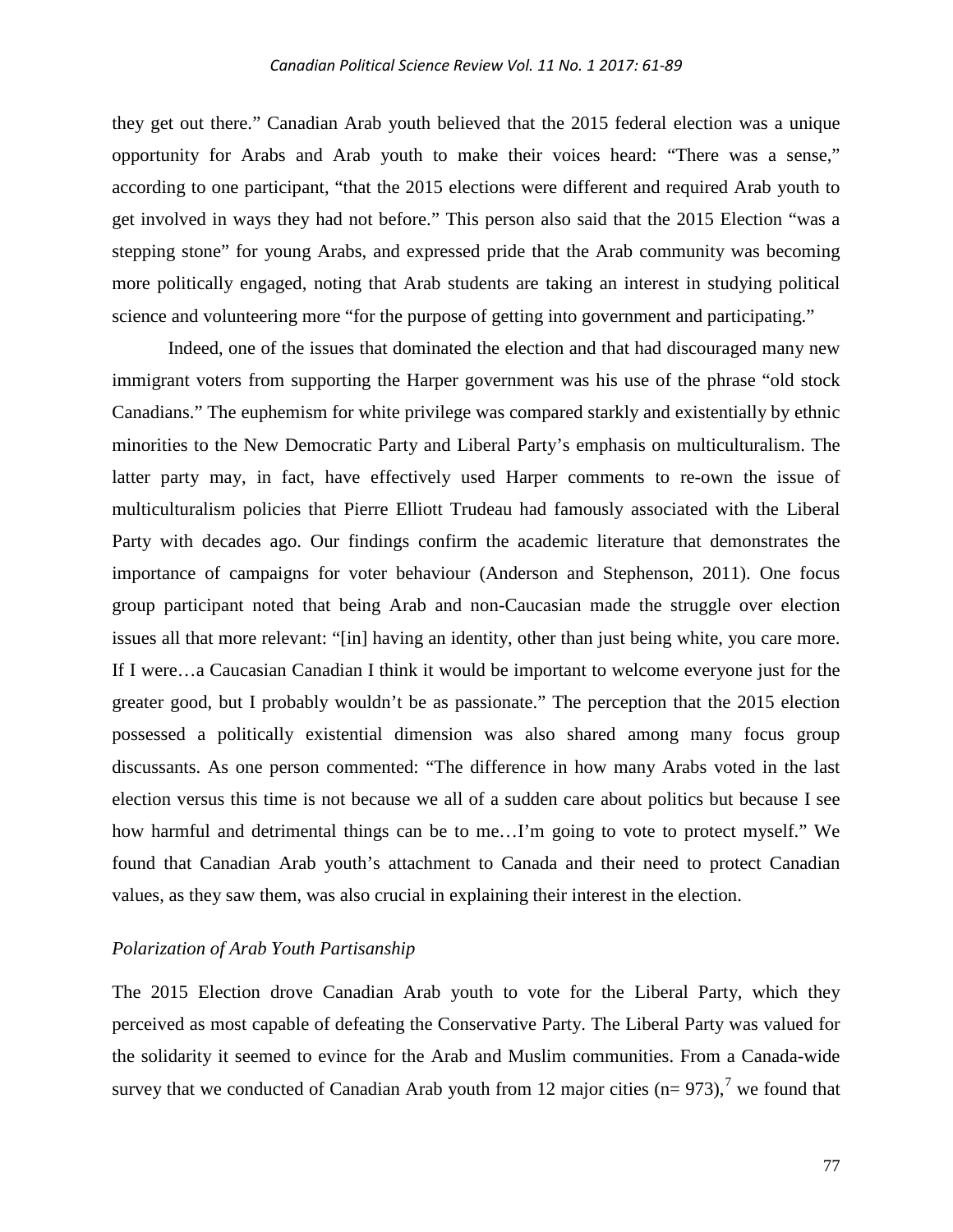they get out there." Canadian Arab youth believed that the 2015 federal election was a unique opportunity for Arabs and Arab youth to make their voices heard: "There was a sense," according to one participant, "that the 2015 elections were different and required Arab youth to get involved in ways they had not before." This person also said that the 2015 Election "was a stepping stone" for young Arabs, and expressed pride that the Arab community was becoming more politically engaged, noting that Arab students are taking an interest in studying political science and volunteering more "for the purpose of getting into government and participating."

Indeed, one of the issues that dominated the election and that had discouraged many new immigrant voters from supporting the Harper government was his use of the phrase "old stock Canadians." The euphemism for white privilege was compared starkly and existentially by ethnic minorities to the New Democratic Party and Liberal Party's emphasis on multiculturalism. The latter party may, in fact, have effectively used Harper comments to re-own the issue of multiculturalism policies that Pierre Elliott Trudeau had famously associated with the Liberal Party with decades ago. Our findings confirm the academic literature that demonstrates the importance of campaigns for voter behaviour (Anderson and Stephenson, 2011). One focus group participant noted that being Arab and non-Caucasian made the struggle over election issues all that more relevant: "[in] having an identity, other than just being white, you care more. If I were…a Caucasian Canadian I think it would be important to welcome everyone just for the greater good, but I probably wouldn't be as passionate." The perception that the 2015 election possessed a politically existential dimension was also shared among many focus group discussants. As one person commented: "The difference in how many Arabs voted in the last election versus this time is not because we all of a sudden care about politics but because I see how harmful and detrimental things can be to me…I'm going to vote to protect myself." We found that Canadian Arab youth's attachment to Canada and their need to protect Canadian values, as they saw them, was also crucial in explaining their interest in the election.

### *Polarization of Arab Youth Partisanship*

The 2015 Election drove Canadian Arab youth to vote for the Liberal Party, which they perceived as most capable of defeating the Conservative Party. The Liberal Party was valued for the solidarity it seemed to evince for the Arab and Muslim communities. From a Canada-wide survey that we conducted of Canadian Arab youth from 12 major cities (n= 973),[7] we found that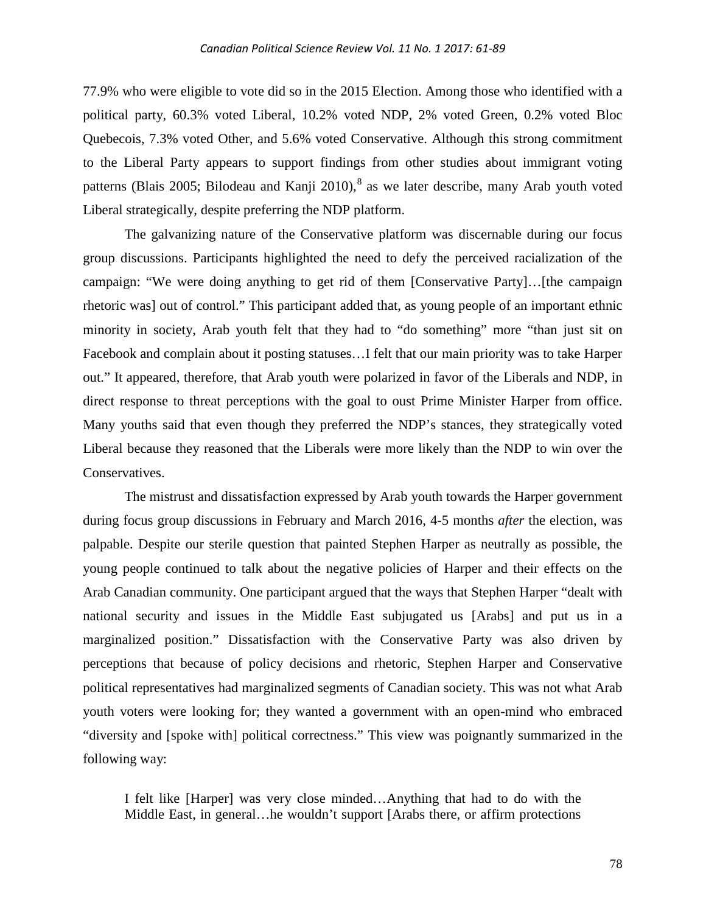77.9% who were eligible to vote did so in the 2015 Election. Among those who identified with a political party, 60.3% voted Liberal, 10.2% voted NDP, 2% voted Green, 0.2% voted Bloc Quebecois, 7.3% voted Other, and 5.6% voted Conservative. Although this strong commitment to the Liberal Party appears to support findings from other studies about immigrant voting patterns (Blais 2005; Bilodeau and Kanji 2010),[8] as we later describe, many Arab youth voted Liberal strategically, despite preferring the NDP platform.

The galvanizing nature of the Conservative platform was discernable during our focus group discussions. Participants highlighted the need to defy the perceived racialization of the campaign: "We were doing anything to get rid of them [Conservative Party]…[the campaign rhetoric was] out of control." This participant added that, as young people of an important ethnic minority in society, Arab youth felt that they had to "do something" more "than just sit on Facebook and complain about it posting statuses…I felt that our main priority was to take Harper out." It appeared, therefore, that Arab youth were polarized in favor of the Liberals and NDP, in direct response to threat perceptions with the goal to oust Prime Minister Harper from office. Many youths said that even though they preferred the NDP's stances, they strategically voted Liberal because they reasoned that the Liberals were more likely than the NDP to win over the Conservatives.

The mistrust and dissatisfaction expressed by Arab youth towards the Harper government during focus group discussions in February and March 2016, 4-5 months *after* the election, was palpable. Despite our sterile question that painted Stephen Harper as neutrally as possible, the young people continued to talk about the negative policies of Harper and their effects on the Arab Canadian community. One participant argued that the ways that Stephen Harper "dealt with national security and issues in the Middle East subjugated us [Arabs] and put us in a marginalized position." Dissatisfaction with the Conservative Party was also driven by perceptions that because of policy decisions and rhetoric, Stephen Harper and Conservative political representatives had marginalized segments of Canadian society. This was not what Arab youth voters were looking for; they wanted a government with an open-mind who embraced "diversity and [spoke with] political correctness." This view was poignantly summarized in the following way:

> I felt like [Harper] was very close minded…Anything that had to do with the Middle East, in general…he wouldn't support [Arabs there, or affirm protections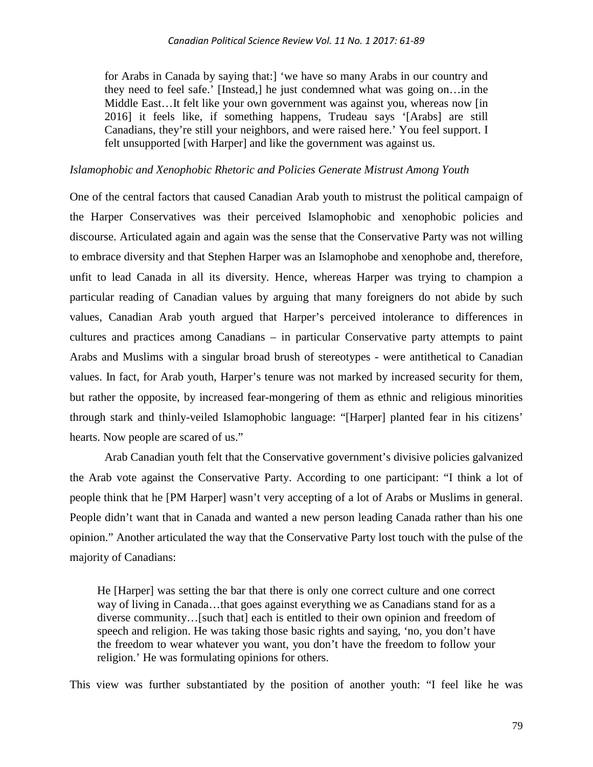> for Arabs in Canada by saying that:] 'we have so many Arabs in our country and they need to feel safe.' [Instead,] he just condemned what was going on…in the Middle East…It felt like your own government was against you, whereas now [in 2016] it feels like, if something happens, Trudeau says '[Arabs] are still Canadians, they're still your neighbors, and were raised here.' You feel support. I felt unsupported [with Harper] and like the government was against us.

*Islamophobic and Xenophobic Rhetoric and Policies Generate Mistrust Among Youth*

One of the central factors that caused Canadian Arab youth to mistrust the political campaign of the Harper Conservatives was their perceived Islamophobic and xenophobic policies and discourse. Articulated again and again was the sense that the Conservative Party was not willing to embrace diversity and that Stephen Harper was an Islamophobe and xenophobe and, therefore, unfit to lead Canada in all its diversity. Hence, whereas Harper was trying to champion a particular reading of Canadian values by arguing that many foreigners do not abide by such values, Canadian Arab youth argued that Harper's perceived intolerance to differences in cultures and practices among Canadians – in particular Conservative party attempts to paint Arabs and Muslims with a singular broad brush of stereotypes - were antithetical to Canadian values. In fact, for Arab youth, Harper's tenure was not marked by increased security for them, but rather the opposite, by increased fear-mongering of them as ethnic and religious minorities through stark and thinly-veiled Islamophobic language: "[Harper] planted fear in his citizens' hearts. Now people are scared of us."

Arab Canadian youth felt that the Conservative government's divisive policies galvanized the Arab vote against the Conservative Party. According to one participant: "I think a lot of people think that he [PM Harper] wasn't very accepting of a lot of Arabs or Muslims in general. People didn't want that in Canada and wanted a new person leading Canada rather than his one opinion." Another articulated the way that the Conservative Party lost touch with the pulse of the majority of Canadians:

> He [Harper] was setting the bar that there is only one correct culture and one correct way of living in Canada…that goes against everything we as Canadians stand for as a diverse community…[such that] each is entitled to their own opinion and freedom of speech and religion. He was taking those basic rights and saying, 'no, you don't have the freedom to wear whatever you want, you don't have the freedom to follow your religion.' He was formulating opinions for others.

This view was further substantiated by the position of another youth: "I feel like he was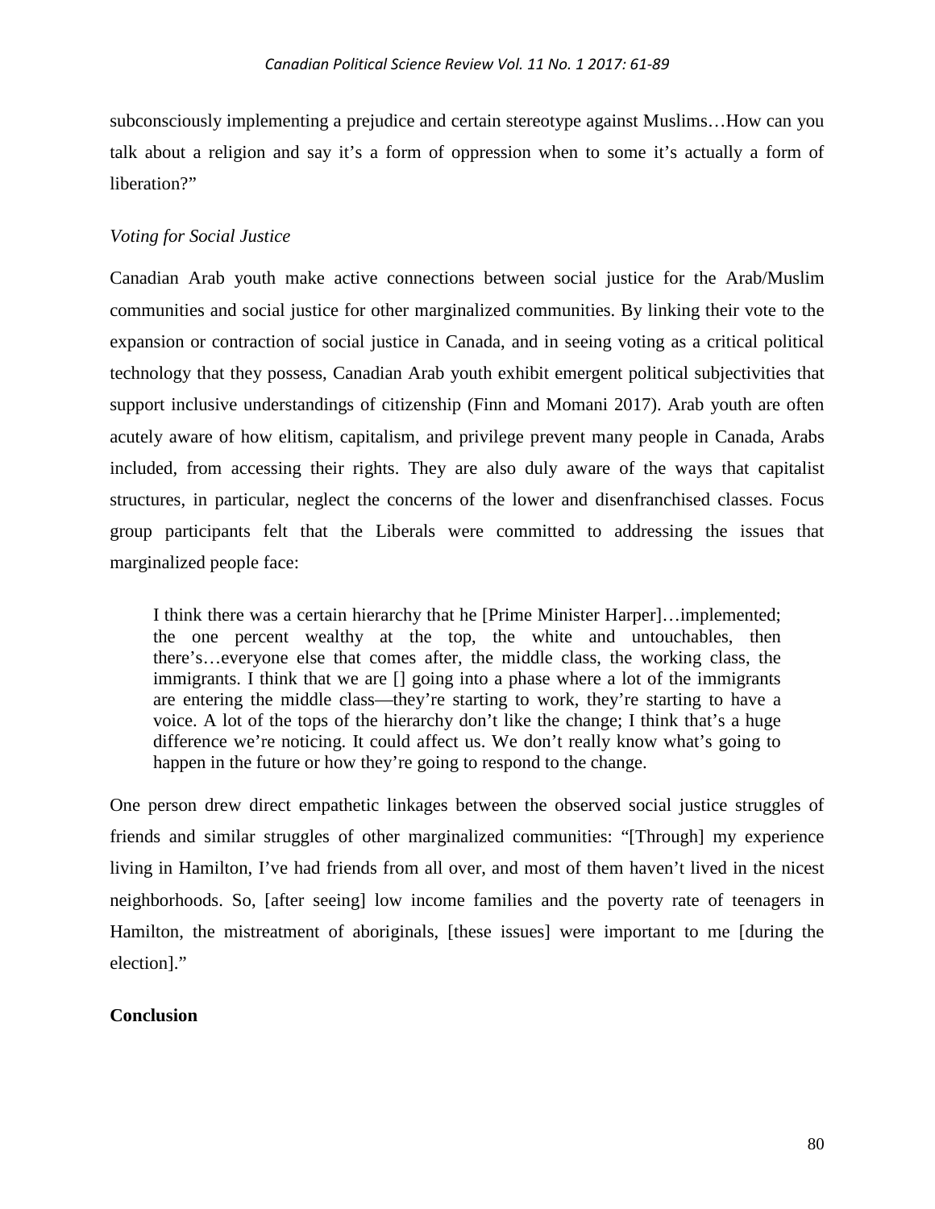subconsciously implementing a prejudice and certain stereotype against Muslims…How can you talk about a religion and say it's a form of oppression when to some it's actually a form of liberation?"

### *Voting for Social Justice*

Canadian Arab youth make active connections between social justice for the Arab/Muslim communities and social justice for other marginalized communities. By linking their vote to the expansion or contraction of social justice in Canada, and in seeing voting as a critical political technology that they possess, Canadian Arab youth exhibit emergent political subjectivities that support inclusive understandings of citizenship (Finn and Momani 2017). Arab youth are often acutely aware of how elitism, capitalism, and privilege prevent many people in Canada, Arabs included, from accessing their rights. They are also duly aware of the ways that capitalist structures, in particular, neglect the concerns of the lower and disenfranchised classes. Focus group participants felt that the Liberals were committed to addressing the issues that marginalized people face:

> I think there was a certain hierarchy that he [Prime Minister Harper]…implemented; the one percent wealthy at the top, the white and untouchables, then there's…everyone else that comes after, the middle class, the working class, the immigrants. I think that we are [] going into a phase where a lot of the immigrants are entering the middle class—they're starting to work, they're starting to have a voice. A lot of the tops of the hierarchy don't like the change; I think that's a huge difference we're noticing. It could affect us. We don't really know what's going to happen in the future or how they're going to respond to the change.

One person drew direct empathetic linkages between the observed social justice struggles of friends and similar struggles of other marginalized communities: "[Through] my experience living in Hamilton, I've had friends from all over, and most of them haven't lived in the nicest neighborhoods. So, [after seeing] low income families and the poverty rate of teenagers in Hamilton, the mistreatment of aboriginals, [these issues] were important to me [during the election]."

## Conclusion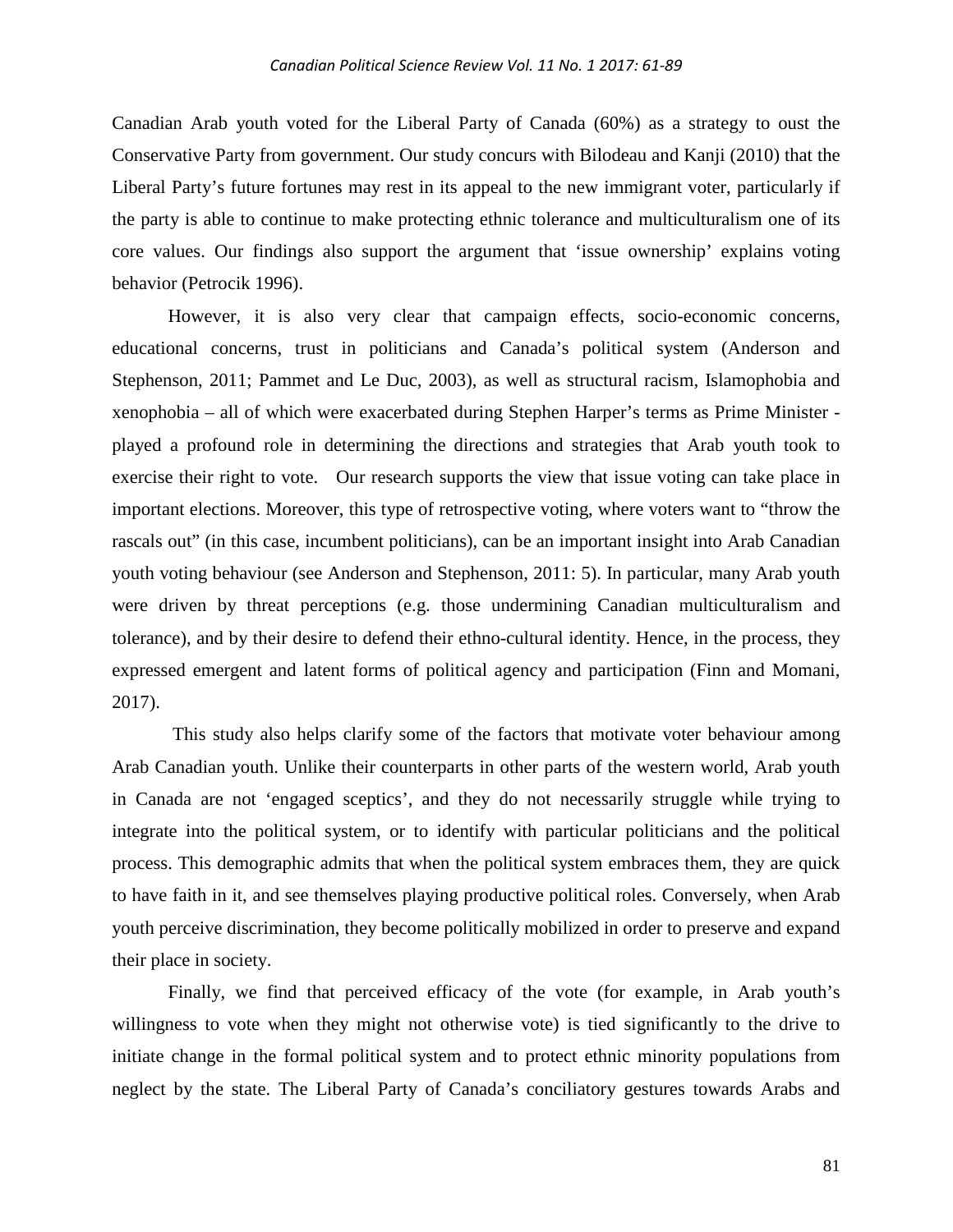Canadian Arab youth voted for the Liberal Party of Canada (60%) as a strategy to oust the Conservative Party from government. Our study concurs with Bilodeau and Kanji (2010) that the Liberal Party's future fortunes may rest in its appeal to the new immigrant voter, particularly if the party is able to continue to make protecting ethnic tolerance and multiculturalism one of its core values. Our findings also support the argument that 'issue ownership' explains voting behavior (Petrocik 1996).

However, it is also very clear that campaign effects, socio-economic concerns, educational concerns, trust in politicians and Canada's political system (Anderson and Stephenson, 2011; Pammet and Le Duc, 2003), as well as structural racism, Islamophobia and xenophobia – all of which were exacerbated during Stephen Harper's terms as Prime Minister - played a profound role in determining the directions and strategies that Arab youth took to exercise their right to vote. Our research supports the view that issue voting can take place in important elections. Moreover, this type of retrospective voting, where voters want to "throw the rascals out" (in this case, incumbent politicians), can be an important insight into Arab Canadian youth voting behaviour (see Anderson and Stephenson, 2011: 5). In particular, many Arab youth were driven by threat perceptions (e.g. those undermining Canadian multiculturalism and tolerance), and by their desire to defend their ethno-cultural identity. Hence, in the process, they expressed emergent and latent forms of political agency and participation (Finn and Momani, 2017).

This study also helps clarify some of the factors that motivate voter behaviour among Arab Canadian youth. Unlike their counterparts in other parts of the western world, Arab youth in Canada are not 'engaged sceptics', and they do not necessarily struggle while trying to integrate into the political system, or to identify with particular politicians and the political process. This demographic admits that when the political system embraces them, they are quick to have faith in it, and see themselves playing productive political roles. Conversely, when Arab youth perceive discrimination, they become politically mobilized in order to preserve and expand their place in society.

Finally, we find that perceived efficacy of the vote (for example, in Arab youth's willingness to vote when they might not otherwise vote) is tied significantly to the drive to initiate change in the formal political system and to protect ethnic minority populations from neglect by the state. The Liberal Party of Canada's conciliatory gestures towards Arabs and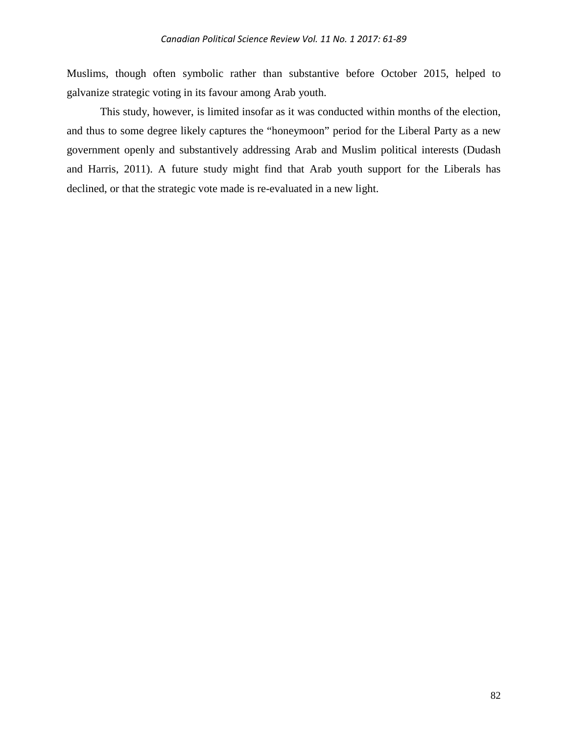Muslims, though often symbolic rather than substantive before October 2015, helped to galvanize strategic voting in its favour among Arab youth.

This study, however, is limited insofar as it was conducted within months of the election, and thus to some degree likely captures the "honeymoon" period for the Liberal Party as a new government openly and substantively addressing Arab and Muslim political interests (Dudash and Harris, 2011). A future study might find that Arab youth support for the Liberals has declined, or that the strategic vote made is re-evaluated in a new light.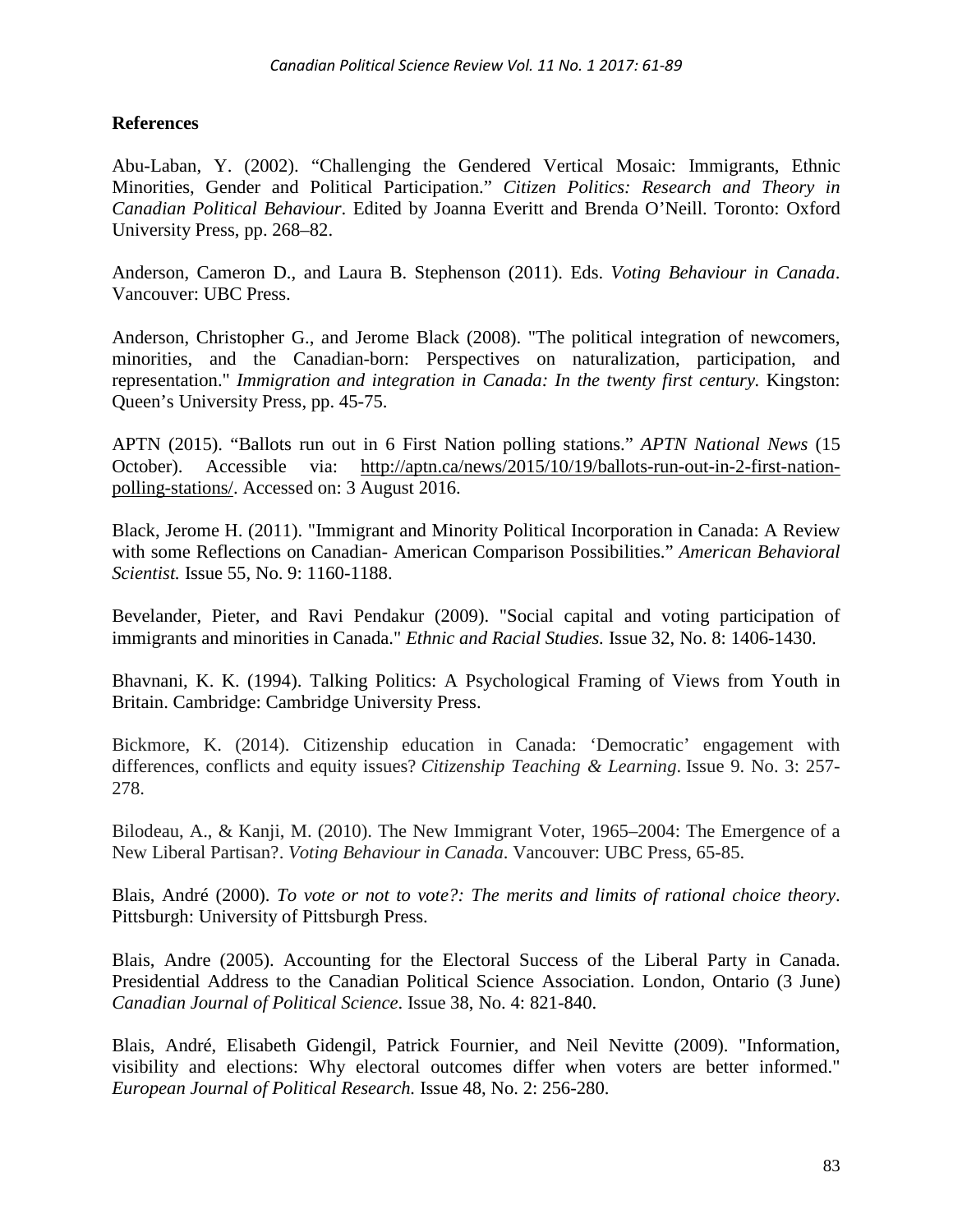## References

Abu-Laban, Y. (2002). “Challenging the Gendered Vertical Mosaic: Immigrants, Ethnic Minorities, Gender and Political Participation.” *Citizen Politics: Research and Theory in Canadian Political Behaviour*. Edited by Joanna Everitt and Brenda O’Neill. Toronto: Oxford University Press, pp. 268–82.

Anderson, Cameron D., and Laura B. Stephenson (2011). Eds. *Voting Behaviour in Canada*. Vancouver: UBC Press.

Anderson, Christopher G., and Jerome Black (2008). "The political integration of newcomers, minorities, and the Canadian-born: Perspectives on naturalization, participation, and representation." *Immigration and integration in Canada: In the twenty first century.* Kingston: Queen’s University Press, pp. 45-75.

APTN (2015). “Ballots run out in 6 First Nation polling stations.” *APTN National News* (15 October). Accessible via: http://aptn.ca/news/2015/10/19/ballots-run-out-in-2-first-nation-polling-stations/. Accessed on: 3 August 2016.

Black, Jerome H. (2011). "Immigrant and Minority Political Incorporation in Canada: A Review with some Reflections on Canadian- American Comparison Possibilities.” *American Behavioral Scientist.* Issue 55, No. 9: 1160-1188.

Bevelander, Pieter, and Ravi Pendakur (2009). "Social capital and voting participation of immigrants and minorities in Canada." *Ethnic and Racial Studies.* Issue 32, No. 8: 1406-1430.

Bhavnani, K. K. (1994). Talking Politics: A Psychological Framing of Views from Youth in Britain. Cambridge: Cambridge University Press.

Bickmore, K. (2014). Citizenship education in Canada: ‘Democratic’ engagement with differences, conflicts and equity issues? *Citizenship Teaching & Learning*. Issue 9. No. 3: 257-278.

Bilodeau, A., & Kanji, M. (2010). The New Immigrant Voter, 1965–2004: The Emergence of a New Liberal Partisan?. *Voting Behaviour in Canada*. Vancouver: UBC Press, 65-85.

Blais, André (2000). *To vote or not to vote?: The merits and limits of rational choice theory*. Pittsburgh: University of Pittsburgh Press.

Blais, Andre (2005). Accounting for the Electoral Success of the Liberal Party in Canada. Presidential Address to the Canadian Political Science Association. London, Ontario (3 June) *Canadian Journal of Political Science*. Issue 38, No. 4: 821-840.

Blais, André, Elisabeth Gidengil, Patrick Fournier, and Neil Nevitte (2009). "Information, visibility and elections: Why electoral outcomes differ when voters are better informed." *European Journal of Political Research.* Issue 48, No. 2: 256-280.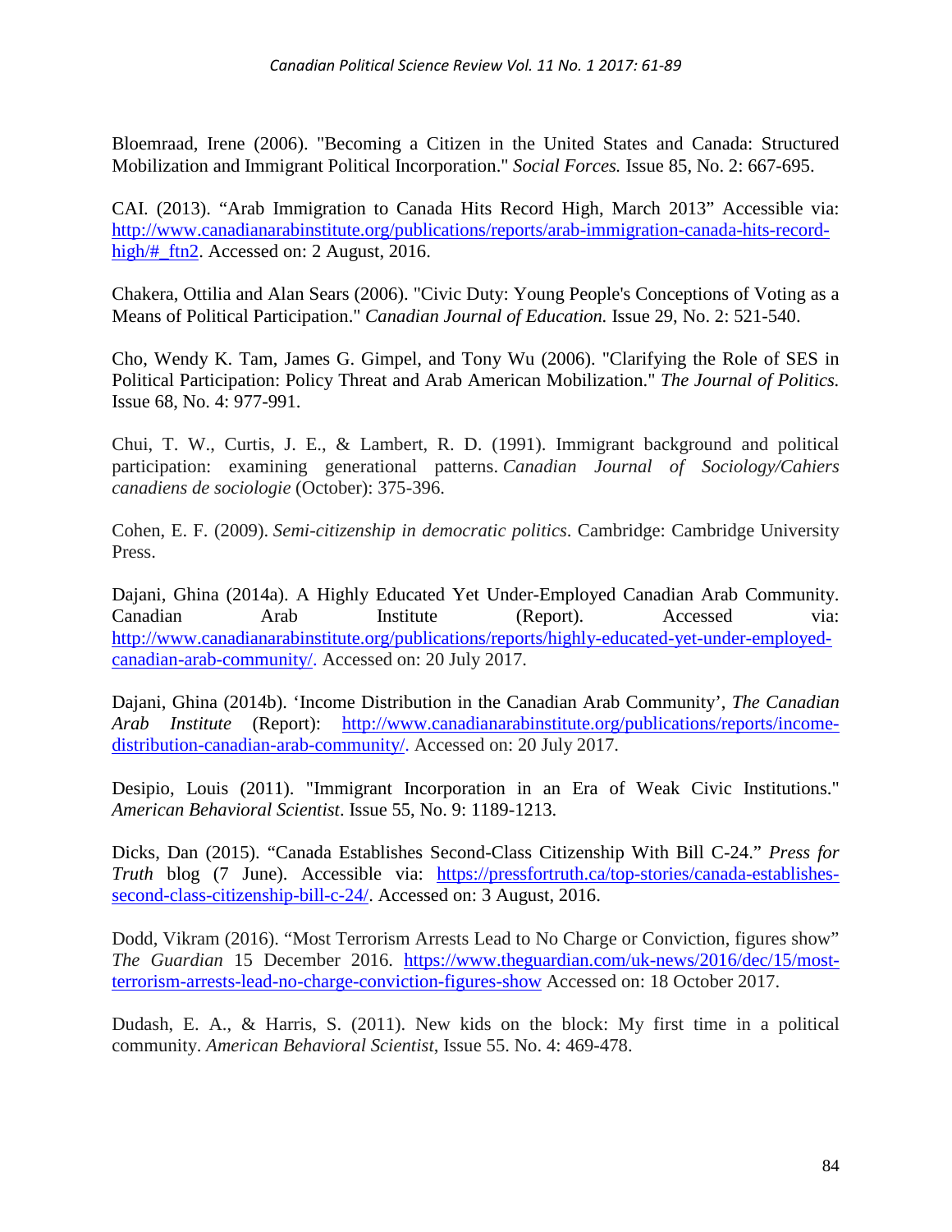Bloemraad, Irene (2006). "Becoming a Citizen in the United States and Canada: Structured Mobilization and Immigrant Political Incorporation." *Social Forces.* Issue 85, No. 2: 667-695.

CAI. (2013). "Arab Immigration to Canada Hits Record High, March 2013" Accessible via: http://www.canadianarabinstitute.org/publications/reports/arab-immigration-canada-hits-record-high/#_ftn2. Accessed on: 2 August, 2016.

Chakera, Ottilia and Alan Sears (2006). "Civic Duty: Young People's Conceptions of Voting as a Means of Political Participation." *Canadian Journal of Education.* Issue 29, No. 2: 521-540.

Cho, Wendy K. Tam, James G. Gimpel, and Tony Wu (2006). "Clarifying the Role of SES in Political Participation: Policy Threat and Arab American Mobilization." *The Journal of Politics.* Issue 68, No. 4: 977-991.

Chui, T. W., Curtis, J. E., & Lambert, R. D. (1991). Immigrant background and political participation: examining generational patterns. *Canadian Journal of Sociology/Cahiers canadiens de sociologie* (October): 375-396.

Cohen, E. F. (2009). *Semi-citizenship in democratic politics*. Cambridge: Cambridge University Press.

Dajani, Ghina (2014a). A Highly Educated Yet Under-Employed Canadian Arab Community. Canadian Arab Institute (Report). Accessed via: http://www.canadianarabinstitute.org/publications/reports/highly-educated-yet-under-employed-canadian-arab-community/. Accessed on: 20 July 2017.

Dajani, Ghina (2014b). 'Income Distribution in the Canadian Arab Community', *The Canadian Arab Institute* (Report): http://www.canadianarabinstitute.org/publications/reports/income-distribution-canadian-arab-community/. Accessed on: 20 July 2017.

Desipio, Louis (2011). "Immigrant Incorporation in an Era of Weak Civic Institutions." *American Behavioral Scientist*. Issue 55, No. 9: 1189-1213.

Dicks, Dan (2015). "Canada Establishes Second-Class Citizenship With Bill C-24." *Press for Truth* blog (7 June). Accessible via: https://pressfortruth.ca/top-stories/canada-establishes-second-class-citizenship-bill-c-24/. Accessed on: 3 August, 2016.

Dodd, Vikram (2016). "Most Terrorism Arrests Lead to No Charge or Conviction, figures show" *The Guardian* 15 December 2016. https://www.theguardian.com/uk-news/2016/dec/15/most-terrorism-arrests-lead-no-charge-conviction-figures-show Accessed on: 18 October 2017.

Dudash, E. A., & Harris, S. (2011). New kids on the block: My first time in a political community. *American Behavioral Scientist*, Issue 55. No. 4: 469-478.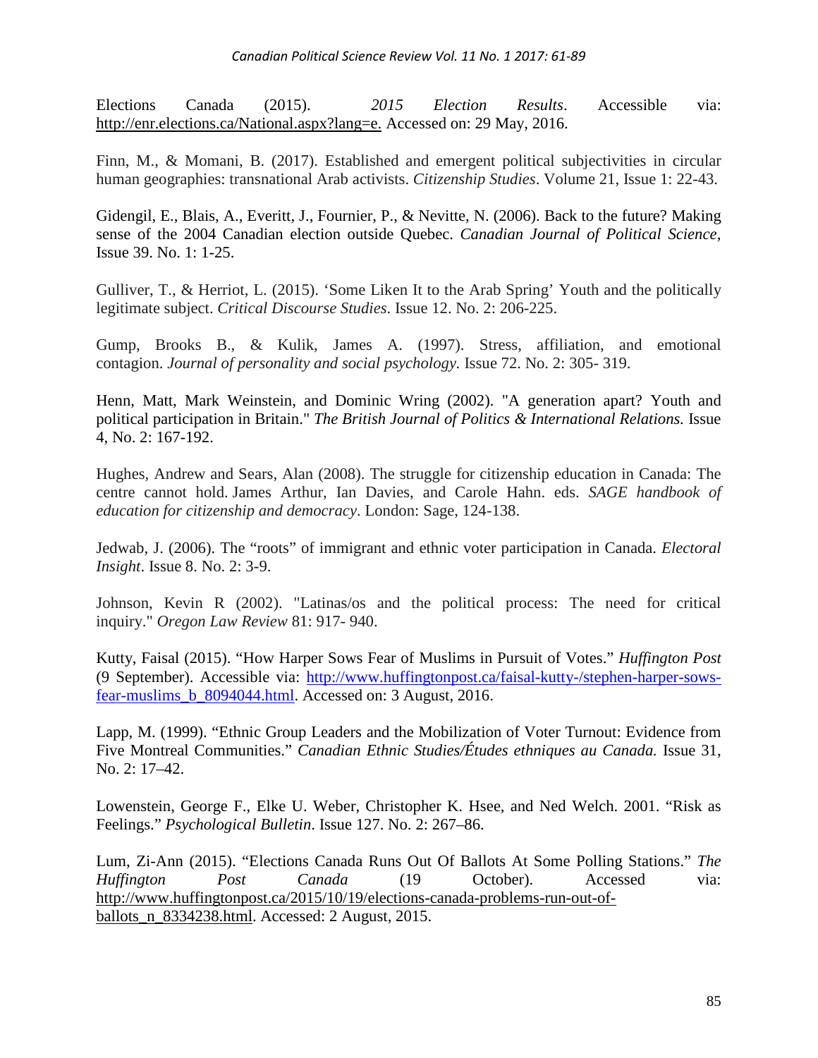Elections Canada (2015). *2015 Election Results*. Accessible via: http://enr.elections.ca/National.aspx?lang=e. Accessed on: 29 May, 2016.

Finn, M., & Momani, B. (2017). Established and emergent political subjectivities in circular human geographies: transnational Arab activists. *Citizenship Studies*. Volume 21, Issue 1: 22-43.

Gidengil, E., Blais, A., Everitt, J., Fournier, P., & Nevitte, N. (2006). Back to the future? Making sense of the 2004 Canadian election outside Quebec. *Canadian Journal of Political Science*, Issue 39. No. 1: 1-25.

Gulliver, T., & Herriot, L. (2015). 'Some Liken It to the Arab Spring' Youth and the politically legitimate subject. *Critical Discourse Studies*. Issue 12. No. 2: 206-225.

Gump, Brooks B., & Kulik, James A. (1997). Stress, affiliation, and emotional contagion. *Journal of personality and social psychology.* Issue 72. No. 2: 305- 319.

Henn, Matt, Mark Weinstein, and Dominic Wring (2002). "A generation apart? Youth and political participation in Britain." *The British Journal of Politics & International Relations.* Issue 4, No. 2: 167-192.

Hughes, Andrew and Sears, Alan (2008). The struggle for citizenship education in Canada: The centre cannot hold. James Arthur, Ian Davies, and Carole Hahn. eds. *SAGE handbook of education for citizenship and democracy*. London: Sage, 124-138.

Jedwab, J. (2006). The "roots" of immigrant and ethnic voter participation in Canada. *Electoral Insight*. Issue 8. No. 2: 3-9.

Johnson, Kevin R (2002). "Latinas/os and the political process: The need for critical inquiry." *Oregon Law Review* 81: 917- 940.

Kutty, Faisal (2015). "How Harper Sows Fear of Muslims in Pursuit of Votes." *Huffington Post* (9 September). Accessible via: http://www.huffingtonpost.ca/faisal-kutty-/stephen-harper-sows-fear-muslims_b_8094044.html. Accessed on: 3 August, 2016.

Lapp, M. (1999). "Ethnic Group Leaders and the Mobilization of Voter Turnout: Evidence from Five Montreal Communities." *Canadian Ethnic Studies/Études ethniques au Canada.* Issue 31, No. 2: 17–42.

Lowenstein, George F., Elke U. Weber, Christopher K. Hsee, and Ned Welch. 2001. "Risk as Feelings." *Psychological Bulletin*. Issue 127. No. 2: 267–86.

Lum, Zi-Ann (2015). "Elections Canada Runs Out Of Ballots At Some Polling Stations." *The Huffington Post Canada* (19 October). Accessed via: http://www.huffingtonpost.ca/2015/10/19/elections-canada-problems-run-out-of-ballots_n_8334238.html. Accessed: 2 August, 2015.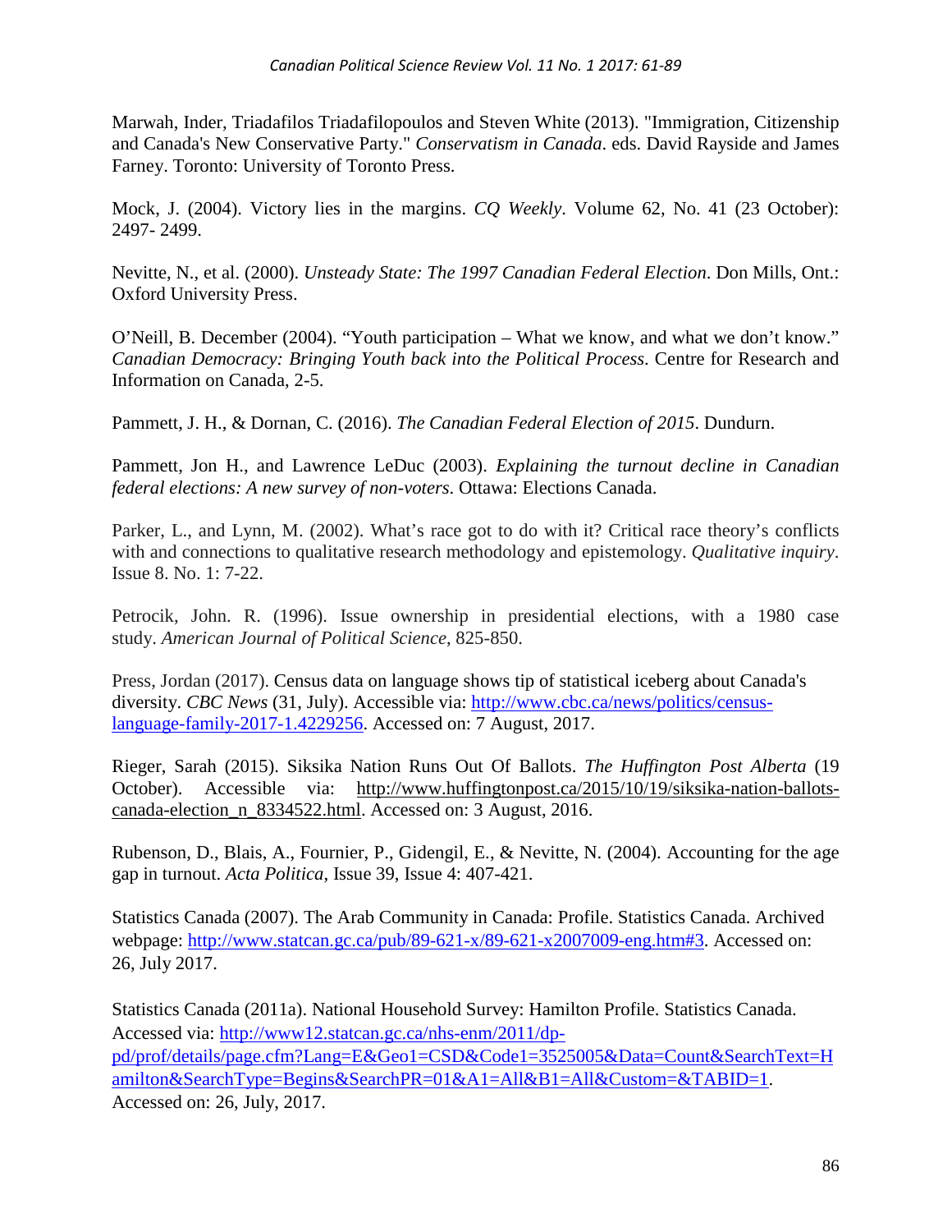Marwah, Inder, Triadafilos Triadafilopoulos and Steven White (2013). "Immigration, Citizenship and Canada's New Conservative Party." *Conservatism in Canada*. eds. David Rayside and James Farney. Toronto: University of Toronto Press.

Mock, J. (2004). Victory lies in the margins. *CQ Weekly*. Volume 62, No. 41 (23 October): 2497- 2499.

Nevitte, N., et al. (2000). *Unsteady State: The 1997 Canadian Federal Election*. Don Mills, Ont.: Oxford University Press.

O'Neill, B. December (2004). "Youth participation – What we know, and what we don't know." *Canadian Democracy: Bringing Youth back into the Political Process*. Centre for Research and Information on Canada, 2-5.

Pammett, J. H., & Dornan, C. (2016). *The Canadian Federal Election of 2015*. Dundurn.

Pammett, Jon H., and Lawrence LeDuc (2003). *Explaining the turnout decline in Canadian federal elections: A new survey of non-voters*. Ottawa: Elections Canada.

Parker, L., and Lynn, M. (2002). What's race got to do with it? Critical race theory's conflicts with and connections to qualitative research methodology and epistemology. *Qualitative inquiry*. Issue 8. No. 1: 7-22.

Petrocik, John. R. (1996). Issue ownership in presidential elections, with a 1980 case study. *American Journal of Political Science*, 825-850.

Press, Jordan (2017). Census data on language shows tip of statistical iceberg about Canada's diversity. *CBC News* (31, July). Accessible via: http://www.cbc.ca/news/politics/census-language-family-2017-1.4229256. Accessed on: 7 August, 2017.

Rieger, Sarah (2015). Siksika Nation Runs Out Of Ballots. *The Huffington Post Alberta* (19 October). Accessible via: http://www.huffingtonpost.ca/2015/10/19/siksika-nation-ballots-canada-election_n_8334522.html. Accessed on: 3 August, 2016.

Rubenson, D., Blais, A., Fournier, P., Gidengil, E., & Nevitte, N. (2004). Accounting for the age gap in turnout. *Acta Politica*, Issue 39, Issue 4: 407-421.

Statistics Canada (2007). The Arab Community in Canada: Profile. Statistics Canada. Archived webpage: http://www.statcan.gc.ca/pub/89-621-x/89-621-x2007009-eng.htm#3. Accessed on: 26, July 2017.

Statistics Canada (2011a). National Household Survey: Hamilton Profile. Statistics Canada. Accessed via: http://www12.statcan.gc.ca/nhs-enm/2011/dp-pd/prof/details/page.cfm?Lang=E&Geo1=CSD&Code1=3525005&Data=Count&SearchText=Hamilton&SearchType=Begins&SearchPR=01&A1=All&B1=All&Custom=&TABID=1. Accessed on: 26, July, 2017.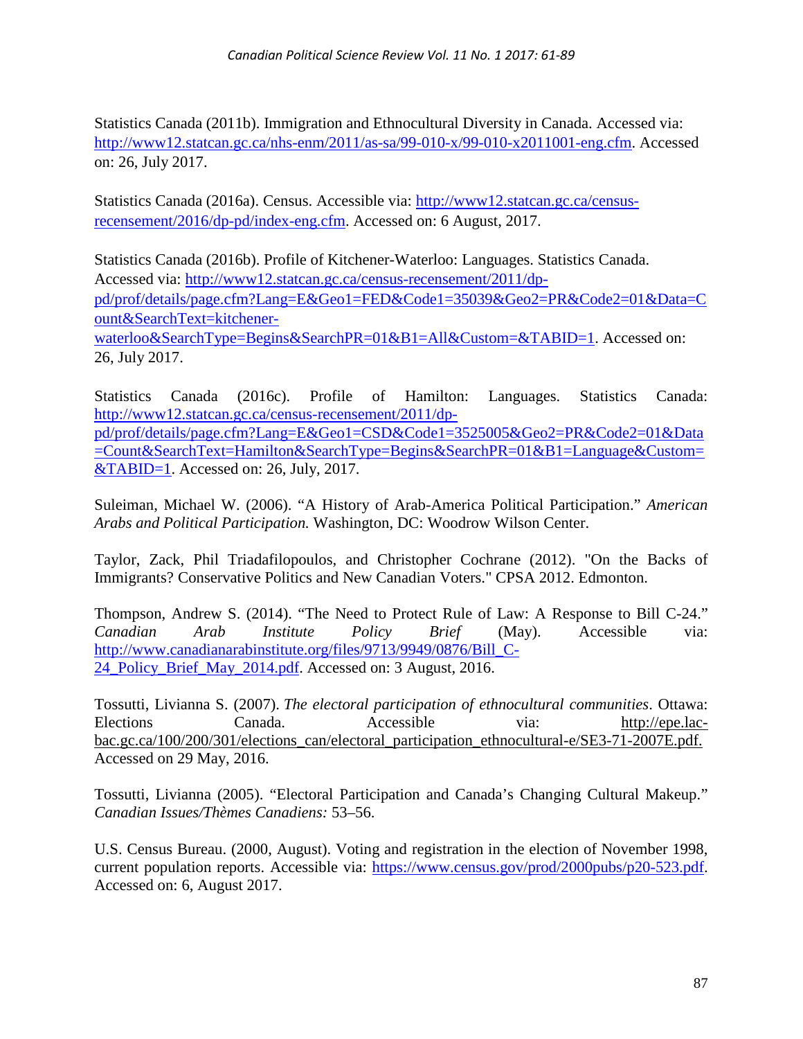Statistics Canada (2011b). Immigration and Ethnocultural Diversity in Canada. Accessed via: http://www12.statcan.gc.ca/nhs-enm/2011/as-sa/99-010-x/99-010-x2011001-eng.cfm. Accessed on: 26, July 2017.

Statistics Canada (2016a). Census. Accessible via: http://www12.statcan.gc.ca/census-recensement/2016/dp-pd/index-eng.cfm. Accessed on: 6 August, 2017.

Statistics Canada (2016b). Profile of Kitchener-Waterloo: Languages. Statistics Canada. Accessed via: http://www12.statcan.gc.ca/census-recensement/2011/dp-pd/prof/details/page.cfm?Lang=E&Geo1=FED&Code1=35039&Geo2=PR&Code2=01&Data=Count&SearchText=kitchener-waterloo&SearchType=Begins&SearchPR=01&B1=All&Custom=&TABID=1. Accessed on: 26, July 2017.

Statistics Canada (2016c). Profile of Hamilton: Languages. Statistics Canada: http://www12.statcan.gc.ca/census-recensement/2011/dp-pd/prof/details/page.cfm?Lang=E&Geo1=CSD&Code1=3525005&Geo2=PR&Code2=01&Data=Count&SearchText=Hamilton&SearchType=Begins&SearchPR=01&B1=Language&Custom=&TABID=1. Accessed on: 26, July, 2017.

Suleiman, Michael W. (2006). "A History of Arab-America Political Participation." *American Arabs and Political Participation.* Washington, DC: Woodrow Wilson Center.

Taylor, Zack, Phil Triadafilopoulos, and Christopher Cochrane (2012). "On the Backs of Immigrants? Conservative Politics and New Canadian Voters." CPSA 2012. Edmonton.

Thompson, Andrew S. (2014). "The Need to Protect Rule of Law: A Response to Bill C-24." *Canadian Arab Institute Policy Brief* (May). Accessible via: http://www.canadianarabinstitute.org/files/9713/9949/0876/Bill_C-24_Policy_Brief_May_2014.pdf. Accessed on: 3 August, 2016.

Tossutti, Livianna S. (2007). *The electoral participation of ethnocultural communities*. Ottawa: Elections Canada. Accessible via: http://epe.lac-bac.gc.ca/100/200/301/elections_can/electoral_participation_ethnocultural-e/SE3-71-2007E.pdf. Accessed on 29 May, 2016.

Tossutti, Livianna (2005). "Electoral Participation and Canada's Changing Cultural Makeup." *Canadian Issues/Thèmes Canadiens:* 53–56.

U.S. Census Bureau. (2000, August). Voting and registration in the election of November 1998, current population reports. Accessible via: https://www.census.gov/prod/2000pubs/p20-523.pdf. Accessed on: 6, August 2017.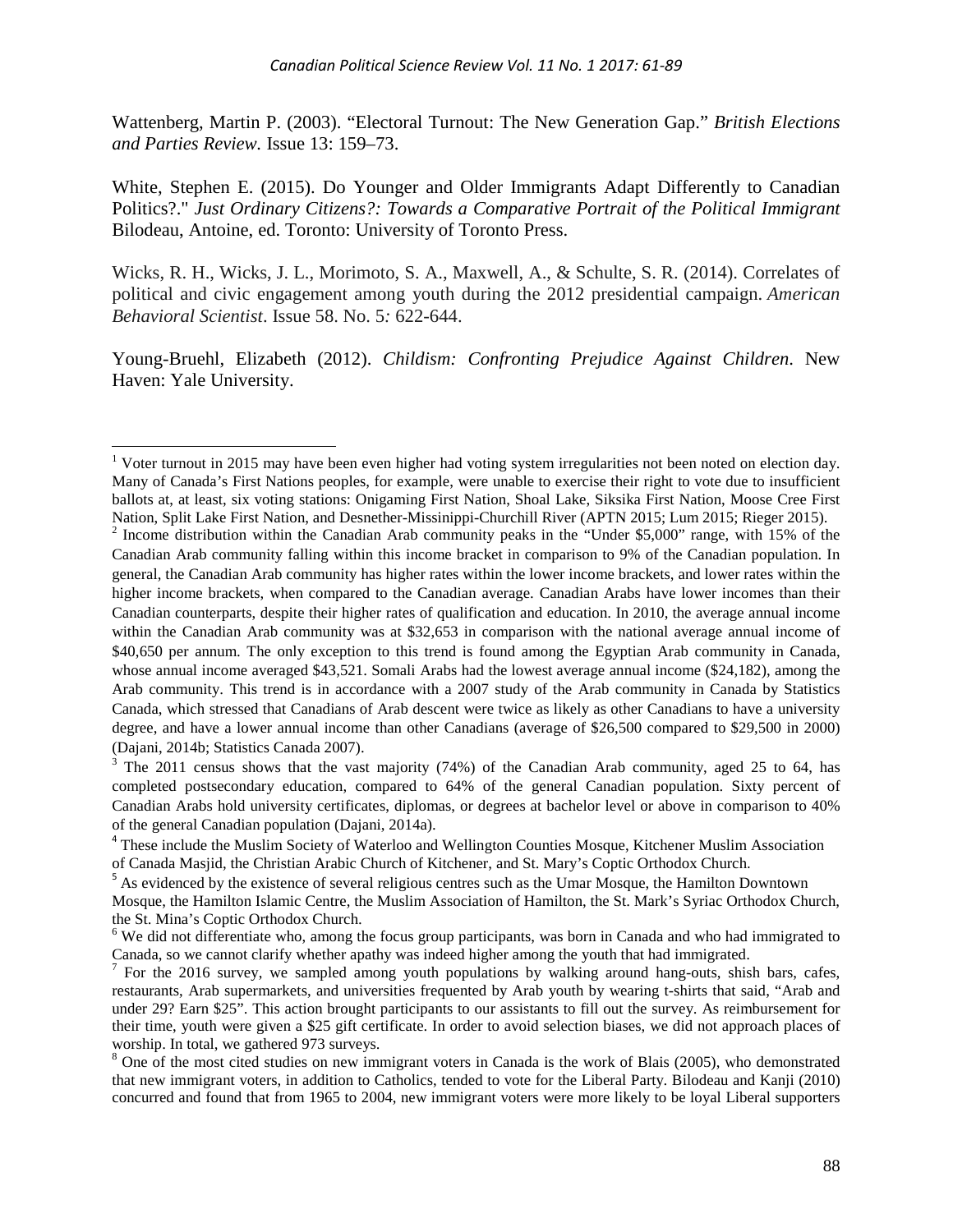Wattenberg, Martin P. (2003). "Electoral Turnout: The New Generation Gap." *British Elections and Parties Review.* Issue 13: 159–73.

White, Stephen E. (2015). Do Younger and Older Immigrants Adapt Differently to Canadian Politics?." *Just Ordinary Citizens?: Towards a Comparative Portrait of the Political Immigrant* Bilodeau, Antoine, ed. Toronto: University of Toronto Press.

Wicks, R. H., Wicks, J. L., Morimoto, S. A., Maxwell, A., & Schulte, S. R. (2014). Correlates of political and civic engagement among youth during the 2012 presidential campaign. *American Behavioral Scientist*. Issue 58. No. 5*:* 622-644.

Young-Bruehl, Elizabeth (2012). *Childism: Confronting Prejudice Against Children*. New Haven: Yale University.

---

[1] Voter turnout in 2015 may have been even higher had voting system irregularities not been noted on election day. Many of Canada's First Nations peoples, for example, were unable to exercise their right to vote due to insufficient ballots at, at least, six voting stations: Onigaming First Nation, Shoal Lake, Siksika First Nation, Moose Cree First Nation, Split Lake First Nation, and Desnether-Missinippi-Churchill River (APTN 2015; Lum 2015; Rieger 2015).

[2] Income distribution within the Canadian Arab community peaks in the "Under $5,000" range, with 15% of the Canadian Arab community falling within this income bracket in comparison to 9% of the Canadian population. In general, the Canadian Arab community has higher rates within the lower income brackets, and lower rates within the higher income brackets, when compared to the Canadian average. Canadian Arabs have lower incomes than their Canadian counterparts, despite their higher rates of qualification and education. In 2010, the average annual income within the Canadian Arab community was at $32,653 in comparison with the national average annual income of $40,650 per annum. The only exception to this trend is found among the Egyptian Arab community in Canada, whose annual income averaged $43,521. Somali Arabs had the lowest average annual income ($24,182), among the Arab community. This trend is in accordance with a 2007 study of the Arab community in Canada by Statistics Canada, which stressed that Canadians of Arab descent were twice as likely as other Canadians to have a university degree, and have a lower annual income than other Canadians (average of $26,500 compared to $29,500 in 2000) (Dajani, 2014b; Statistics Canada 2007).

[3] The 2011 census shows that the vast majority (74%) of the Canadian Arab community, aged 25 to 64, has completed postsecondary education, compared to 64% of the general Canadian population. Sixty percent of Canadian Arabs hold university certificates, diplomas, or degrees at bachelor level or above in comparison to 40% of the general Canadian population (Dajani, 2014a).

[4] These include the Muslim Society of Waterloo and Wellington Counties Mosque, Kitchener Muslim Association of Canada Masjid, the Christian Arabic Church of Kitchener, and St. Mary's Coptic Orthodox Church.

[5] As evidenced by the existence of several religious centres such as the Umar Mosque, the Hamilton Downtown Mosque, the Hamilton Islamic Centre, the Muslim Association of Hamilton, the St. Mark's Syriac Orthodox Church, the St. Mina's Coptic Orthodox Church.

[6] We did not differentiate who, among the focus group participants, was born in Canada and who had immigrated to Canada, so we cannot clarify whether apathy was indeed higher among the youth that had immigrated.

[7] For the 2016 survey, we sampled among youth populations by walking around hang-outs, shish bars, cafes, restaurants, Arab supermarkets, and universities frequented by Arab youth by wearing t-shirts that said, "Arab and under 29? Earn $25". This action brought participants to our assistants to fill out the survey. As reimbursement for their time, youth were given a $25 gift certificate. In order to avoid selection biases, we did not approach places of worship. In total, we gathered 973 surveys.

[8] One of the most cited studies on new immigrant voters in Canada is the work of Blais (2005), who demonstrated that new immigrant voters, in addition to Catholics, tended to vote for the Liberal Party. Bilodeau and Kanji (2010) concurred and found that from 1965 to 2004, new immigrant voters were more likely to be loyal Liberal supporters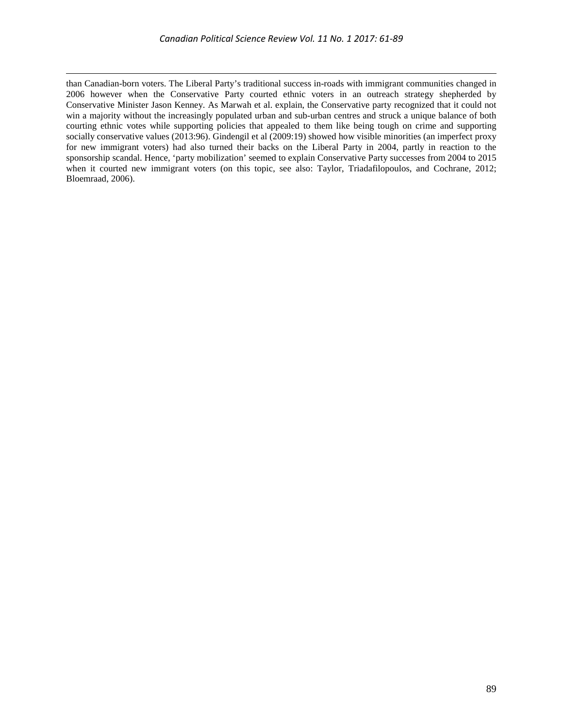than Canadian-born voters. The Liberal Party's traditional success in-roads with immigrant communities changed in 2006 however when the Conservative Party courted ethnic voters in an outreach strategy shepherded by Conservative Minister Jason Kenney. As Marwah et al. explain, the Conservative party recognized that it could not win a majority without the increasingly populated urban and sub-urban centres and struck a unique balance of both courting ethnic votes while supporting policies that appealed to them like being tough on crime and supporting socially conservative values (2013:96). Gindengil et al (2009:19) showed how visible minorities (an imperfect proxy for new immigrant voters) had also turned their backs on the Liberal Party in 2004, partly in reaction to the sponsorship scandal. Hence, 'party mobilization' seemed to explain Conservative Party successes from 2004 to 2015 when it courted new immigrant voters (on this topic, see also: Taylor, Triadafilopoulos, and Cochrane, 2012; Bloemraad, 2006).